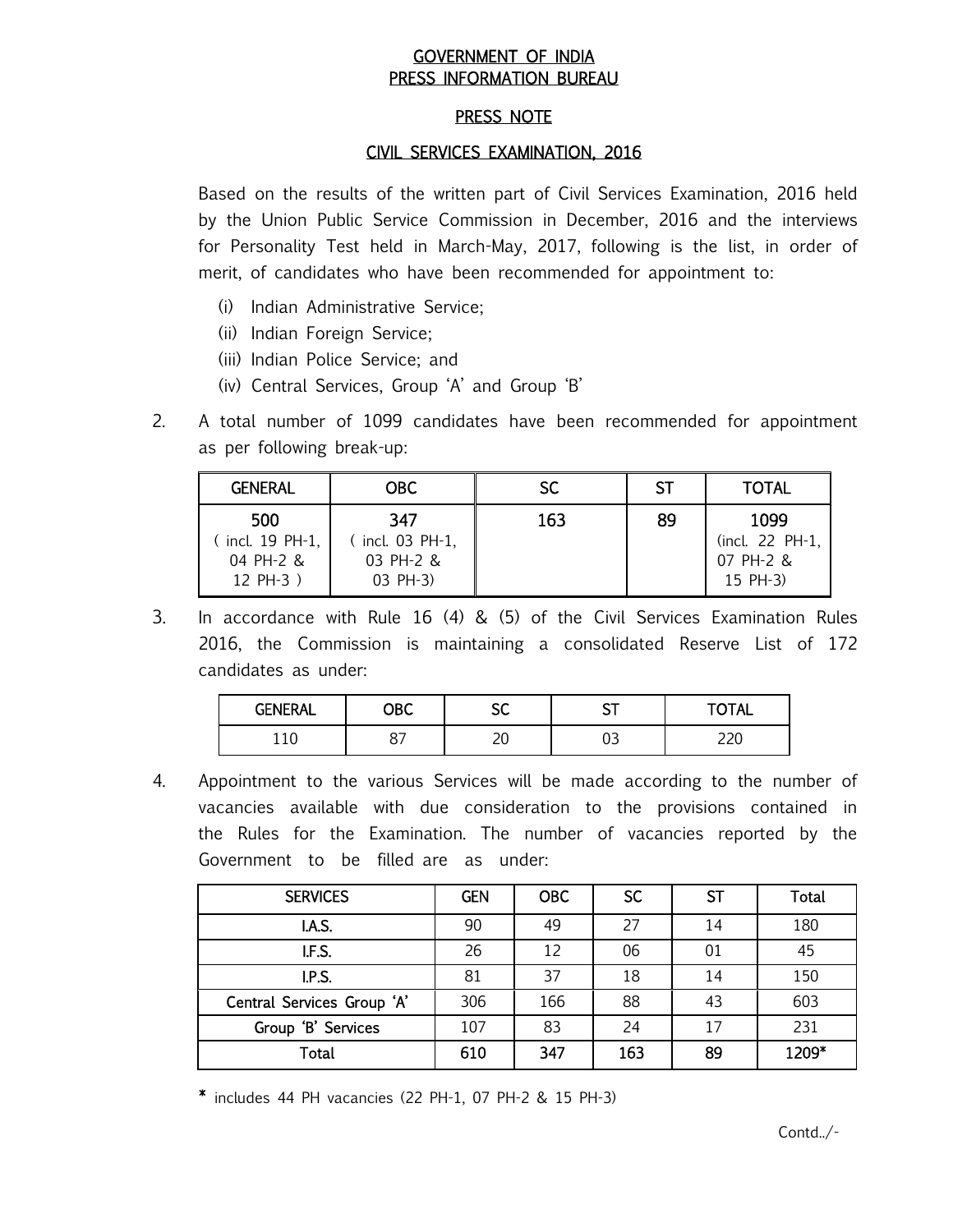# GOVERNMENT OF INDIA
# PRESS INFORMATION BUREAU

## PRESS NOTE

## CIVIL SERVICES EXAMINATION, 2016

Based on the results of the written part of Civil Services Examination, 2016 held by the Union Public Service Commission in December, 2016 and the interviews for Personality Test held in March-May, 2017, following is the list, in order of merit, of candidates who have been recommended for appointment to:

(i) Indian Administrative Service;
(ii) Indian Foreign Service;
(iii) Indian Police Service; and
(iv) Central Services, Group 'A' and Group 'B'

2. A total number of 1099 candidates have been recommended for appointment as per following break-up:

| GENERAL | OBC | SC | ST | TOTAL |
|---|---|---|---|---|
| 500 ( incl. 19 PH-1, 04 PH-2 & 12 PH-3 ) | 347 ( incl. 03 PH-1, 03 PH-2 & 03 PH-3) | 163 | 89 | 1099 (incl. 22 PH-1, 07 PH-2 & 15 PH-3) |

3. In accordance with Rule 16 (4) & (5) of the Civil Services Examination Rules 2016, the Commission is maintaining a consolidated Reserve List of 172 candidates as under:

| GENERAL | OBC | SC | ST | TOTAL |
|---|---|---|---|---|
| 110 | 87 | 20 | 03 | 220 |

4. Appointment to the various Services will be made according to the number of vacancies available with due consideration to the provisions contained in the Rules for the Examination. The number of vacancies reported by the Government to be filled are as under:

| SERVICES | GEN | OBC | SC | ST | Total |
|---|---|---|---|---|---|
| I.A.S. | 90 | 49 | 27 | 14 | 180 |
| I.F.S. | 26 | 12 | 06 | 01 | 45 |
| I.P.S. | 81 | 37 | 18 | 14 | 150 |
| Central Services Group 'A' | 306 | 166 | 88 | 43 | 603 |
| Group 'B' Services | 107 | 83 | 24 | 17 | 231 |
| Total | 610 | 347 | 163 | 89 | 1209* |

* includes 44 PH vacancies (22 PH-1, 07 PH-2 & 15 PH-3)

Contd../-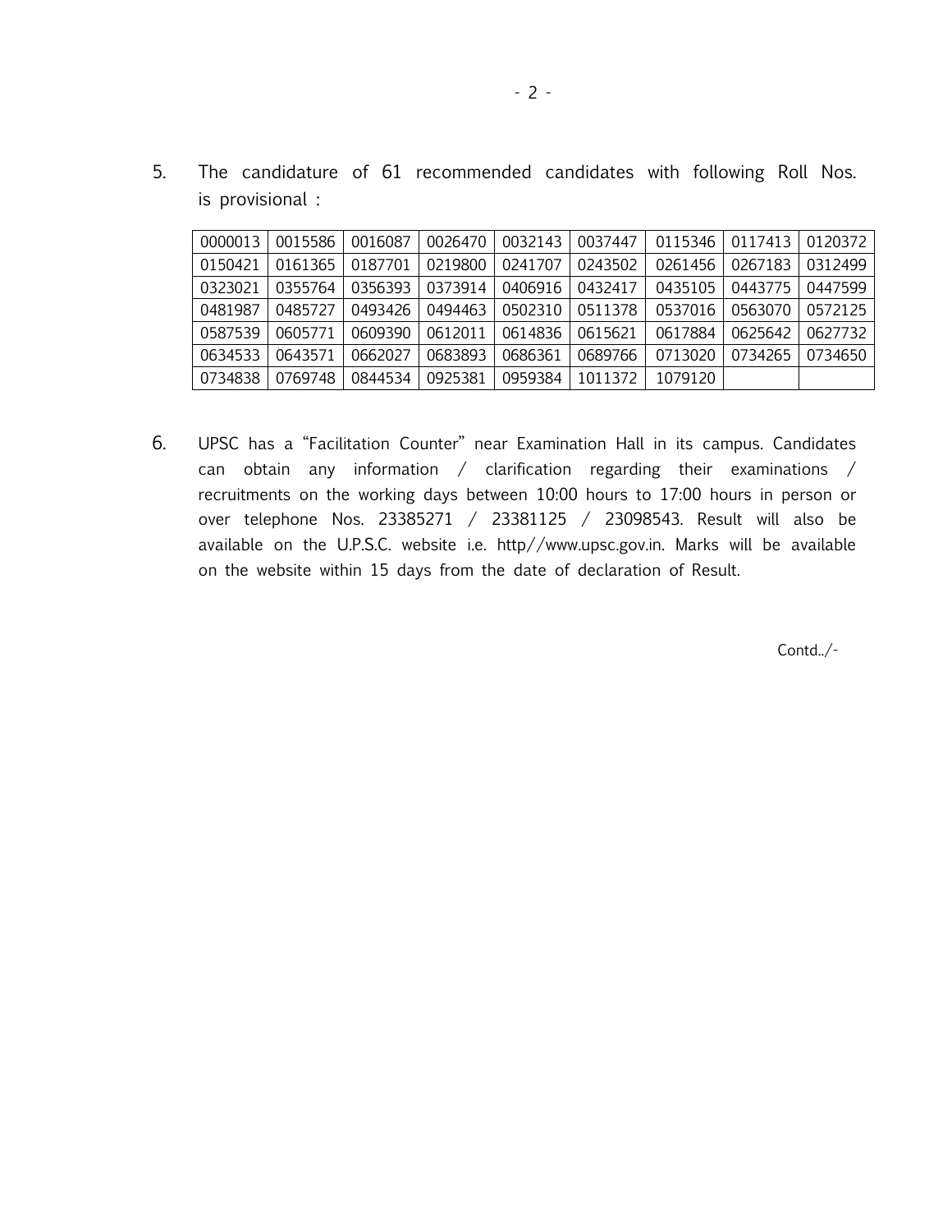5. The candidature of 61 recommended candidates with following Roll Nos. is provisional :

| | | | | | | | | |
|---|---|---|---|---|---|---|---|---|
| 0000013 | 0015586 | 0016087 | 0026470 | 0032143 | 0037447 | 0115346 | 0117413 | 0120372 |
| 0150421 | 0161365 | 0187701 | 0219800 | 0241707 | 0243502 | 0261456 | 0267183 | 0312499 |
| 0323021 | 0355764 | 0356393 | 0373914 | 0406916 | 0432417 | 0435105 | 0443775 | 0447599 |
| 0481987 | 0485727 | 0493426 | 0494463 | 0502310 | 0511378 | 0537016 | 0563070 | 0572125 |
| 0587539 | 0605771 | 0609390 | 0612011 | 0614836 | 0615621 | 0617884 | 0625642 | 0627732 |
| 0634533 | 0643571 | 0662027 | 0683893 | 0686361 | 0689766 | 0713020 | 0734265 | 0734650 |
| 0734838 | 0769748 | 0844534 | 0925381 | 0959384 | 1011372 | 1079120 | | |

6. UPSC has a "Facilitation Counter" near Examination Hall in its campus. Candidates can obtain any information / clarification regarding their examinations / recruitments on the working days between 10:00 hours to 17:00 hours in person or over telephone Nos. 23385271 / 23381125 / 23098543. Result will also be available on the U.P.S.C. website i.e. http//www.upsc.gov.in. Marks will be available on the website within 15 days from the date of declaration of Result.

Contd../-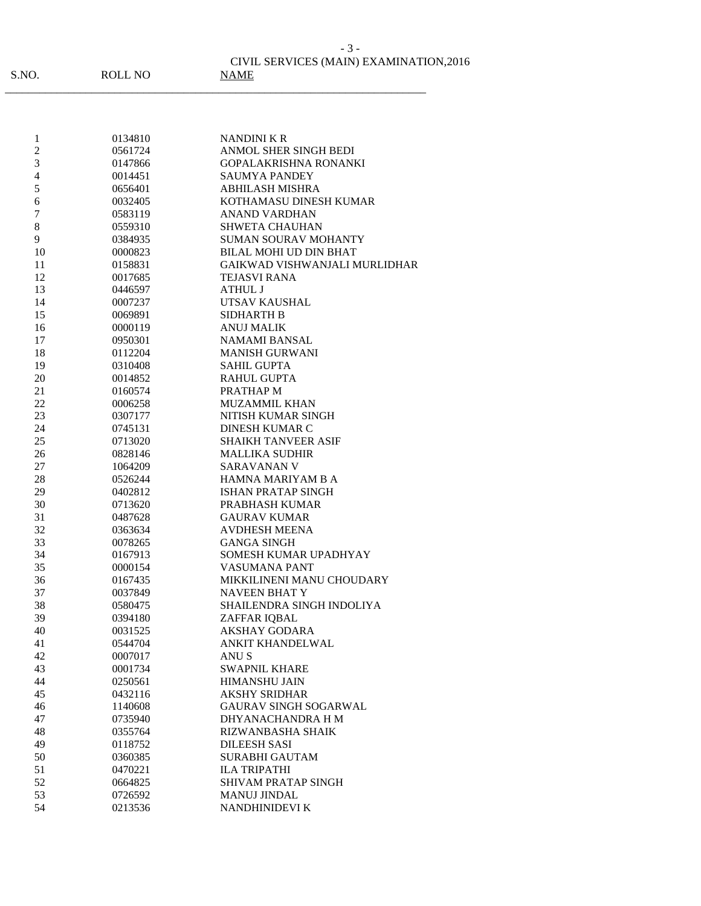CIVIL SERVICES (MAIN) EXAMINATION,2016

| S.NO. | ROLL NO | NAME |
|---|---|---|
| 1 | 0134810 | NANDINI K R |
| 2 | 0561724 | ANMOL SHER SINGH BEDI |
| 3 | 0147866 | GOPALAKRISHNA RONANKI |
| 4 | 0014451 | SAUMYA PANDEY |
| 5 | 0656401 | ABHILASH MISHRA |
| 6 | 0032405 | KOTHAMASU DINESH KUMAR |
| 7 | 0583119 | ANAND VARDHAN |
| 8 | 0559310 | SHWETA CHAUHAN |
| 9 | 0384935 | SUMAN SOURAV MOHANTY |
| 10 | 0000823 | BILAL MOHI UD DIN BHAT |
| 11 | 0158831 | GAIKWAD VISHWANJALI MURLIDHAR |
| 12 | 0017685 | TEJASVI RANA |
| 13 | 0446597 | ATHUL J |
| 14 | 0007237 | UTSAV KAUSHAL |
| 15 | 0069891 | SIDHARTH B |
| 16 | 0000119 | ANUJ MALIK |
| 17 | 0950301 | NAMAMI BANSAL |
| 18 | 0112204 | MANISH GURWANI |
| 19 | 0310408 | SAHIL GUPTA |
| 20 | 0014852 | RAHUL GUPTA |
| 21 | 0160574 | PRATHAP M |
| 22 | 0006258 | MUZAMMIL KHAN |
| 23 | 0307177 | NITISH KUMAR SINGH |
| 24 | 0745131 | DINESH KUMAR C |
| 25 | 0713020 | SHAIKH TANVEER ASIF |
| 26 | 0828146 | MALLIKA SUDHIR |
| 27 | 1064209 | SARAVANAN V |
| 28 | 0526244 | HAMNA MARIYAM B A |
| 29 | 0402812 | ISHAN PRATAP SINGH |
| 30 | 0713620 | PRABHASH KUMAR |
| 31 | 0487628 | GAURAV KUMAR |
| 32 | 0363634 | AVDHESH MEENA |
| 33 | 0078265 | GANGA SINGH |
| 34 | 0167913 | SOMESH KUMAR UPADHYAY |
| 35 | 0000154 | VASUMANA PANT |
| 36 | 0167435 | MIKKILINENI MANU CHOUDARY |
| 37 | 0037849 | NAVEEN BHAT Y |
| 38 | 0580475 | SHAILENDRA SINGH INDOLIYA |
| 39 | 0394180 | ZAFFAR IQBAL |
| 40 | 0031525 | AKSHAY GODARA |
| 41 | 0544704 | ANKIT KHANDELWAL |
| 42 | 0007017 | ANU S |
| 43 | 0001734 | SWAPNIL KHARE |
| 44 | 0250561 | HIMANSHU JAIN |
| 45 | 0432116 | AKSHY SRIDHAR |
| 46 | 1140608 | GAURAV SINGH SOGARWAL |
| 47 | 0735940 | DHYANACHANDRA H M |
| 48 | 0355764 | RIZWANBASHA SHAIK |
| 49 | 0118752 | DILEESH SASI |
| 50 | 0360385 | SURABHI GAUTAM |
| 51 | 0470221 | ILA TRIPATHI |
| 52 | 0664825 | SHIVAM PRATAP SINGH |
| 53 | 0726592 | MANUJ JINDAL |
| 54 | 0213536 | NANDHINIDEVI K |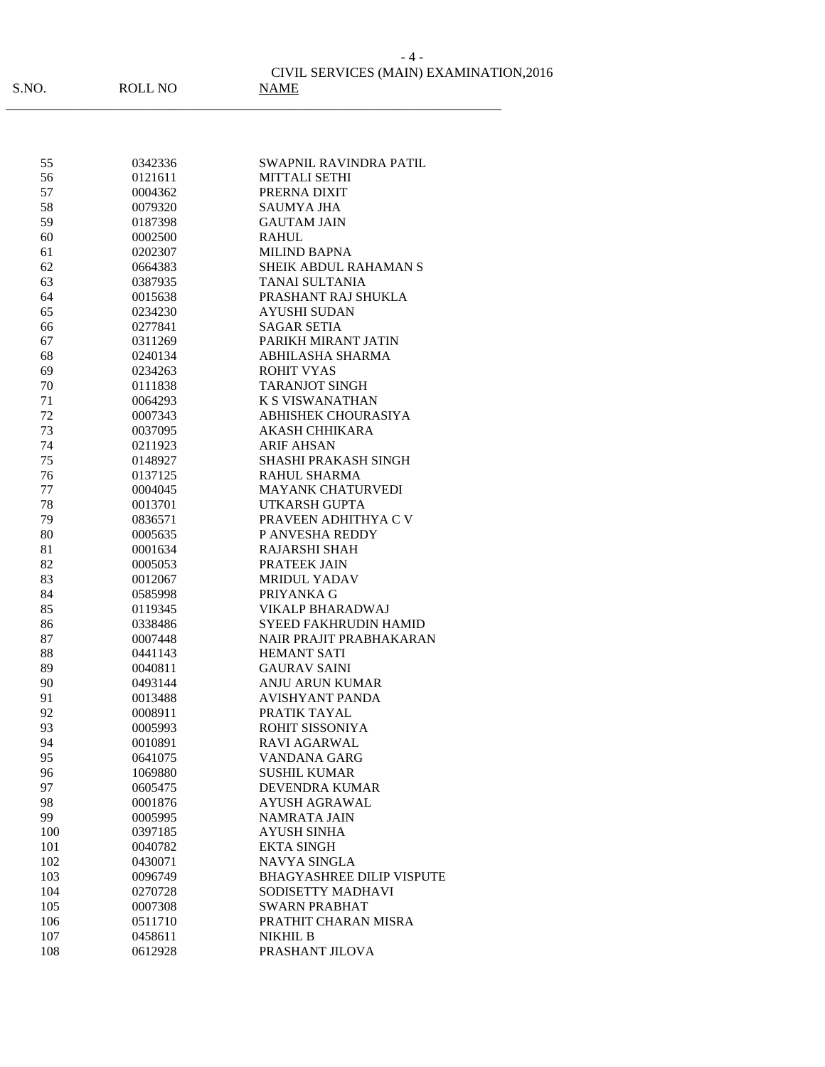CIVIL SERVICES (MAIN) EXAMINATION,2016

| S.NO. | ROLL NO | NAME |
|---|---|---|
| 55 | 0342336 | SWAPNIL RAVINDRA PATIL |
| 56 | 0121611 | MITTALI SETHI |
| 57 | 0004362 | PRERNA DIXIT |
| 58 | 0079320 | SAUMYA JHA |
| 59 | 0187398 | GAUTAM JAIN |
| 60 | 0002500 | RAHUL |
| 61 | 0202307 | MILIND BAPNA |
| 62 | 0664383 | SHEIK ABDUL RAHAMAN S |
| 63 | 0387935 | TANAI SULTANIA |
| 64 | 0015638 | PRASHANT RAJ SHUKLA |
| 65 | 0234230 | AYUSHI SUDAN |
| 66 | 0277841 | SAGAR SETIA |
| 67 | 0311269 | PARIKH MIRANT JATIN |
| 68 | 0240134 | ABHILASHA SHARMA |
| 69 | 0234263 | ROHIT VYAS |
| 70 | 0111838 | TARANJOT SINGH |
| 71 | 0064293 | K S VISWANATHAN |
| 72 | 0007343 | ABHISHEK CHOURASIYA |
| 73 | 0037095 | AKASH CHHIKARA |
| 74 | 0211923 | ARIF AHSAN |
| 75 | 0148927 | SHASHI PRAKASH SINGH |
| 76 | 0137125 | RAHUL SHARMA |
| 77 | 0004045 | MAYANK CHATURVEDI |
| 78 | 0013701 | UTKARSH GUPTA |
| 79 | 0836571 | PRAVEEN ADHITHYA C V |
| 80 | 0005635 | P ANVESHA REDDY |
| 81 | 0001634 | RAJARSHI SHAH |
| 82 | 0005053 | PRATEEK JAIN |
| 83 | 0012067 | MRIDUL YADAV |
| 84 | 0585998 | PRIYANKA G |
| 85 | 0119345 | VIKALP BHARADWAJ |
| 86 | 0338486 | SYEED FAKHRUDIN HAMID |
| 87 | 0007448 | NAIR PRAJIT PRABHAKARAN |
| 88 | 0441143 | HEMANT SATI |
| 89 | 0040811 | GAURAV SAINI |
| 90 | 0493144 | ANJU ARUN KUMAR |
| 91 | 0013488 | AVISHYANT PANDA |
| 92 | 0008911 | PRATIK TAYAL |
| 93 | 0005993 | ROHIT SISSONIYA |
| 94 | 0010891 | RAVI AGARWAL |
| 95 | 0641075 | VANDANA GARG |
| 96 | 1069880 | SUSHIL KUMAR |
| 97 | 0605475 | DEVENDRA KUMAR |
| 98 | 0001876 | AYUSH AGRAWAL |
| 99 | 0005995 | NAMRATA JAIN |
| 100 | 0397185 | AYUSH SINHA |
| 101 | 0040782 | EKTA SINGH |
| 102 | 0430071 | NAVYA SINGLA |
| 103 | 0096749 | BHAGYASHREE DILIP VISPUTE |
| 104 | 0270728 | SODISETTY MADHAVI |
| 105 | 0007308 | SWARN PRABHAT |
| 106 | 0511710 | PRATHIT CHARAN MISRA |
| 107 | 0458611 | NIKHIL B |
| 108 | 0612928 | PRASHANT JILOVA |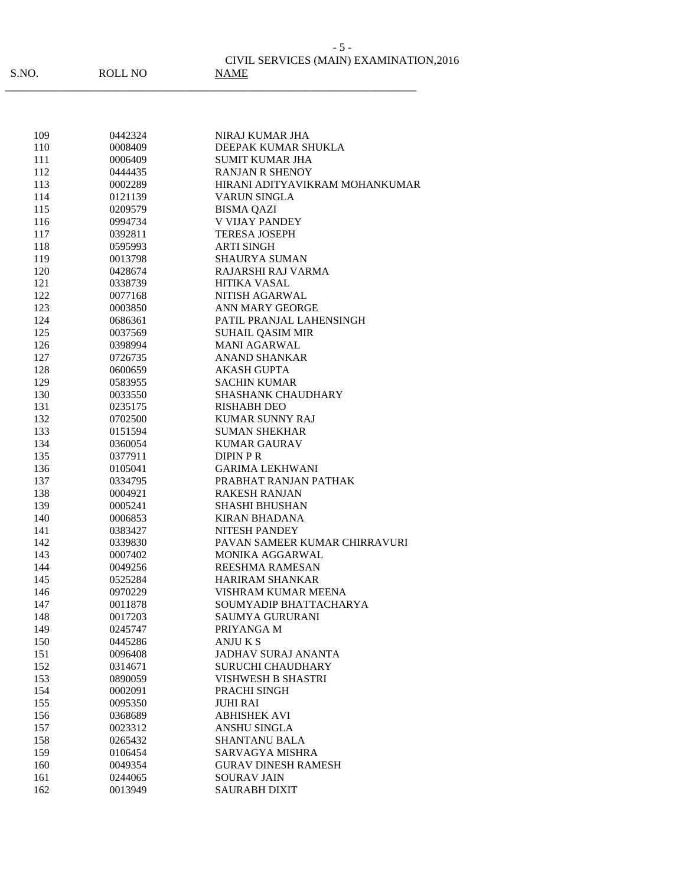CIVIL SERVICES (MAIN) EXAMINATION,2016

| S.NO. | ROLL NO | NAME |
|---|---|---|
| 109 | 0442324 | NIRAJ KUMAR JHA |
| 110 | 0008409 | DEEPAK KUMAR SHUKLA |
| 111 | 0006409 | SUMIT KUMAR JHA |
| 112 | 0444435 | RANJAN R SHENOY |
| 113 | 0002289 | HIRANI ADITYAVIKRAM MOHANKUMAR |
| 114 | 0121139 | VARUN SINGLA |
| 115 | 0209579 | BISMA QAZI |
| 116 | 0994734 | V VIJAY PANDEY |
| 117 | 0392811 | TERESA JOSEPH |
| 118 | 0595993 | ARTI SINGH |
| 119 | 0013798 | SHAURYA SUMAN |
| 120 | 0428674 | RAJARSHI RAJ VARMA |
| 121 | 0338739 | HITIKA VASAL |
| 122 | 0077168 | NITISH AGARWAL |
| 123 | 0003850 | ANN MARY GEORGE |
| 124 | 0686361 | PATIL PRANJAL LAHENSINGH |
| 125 | 0037569 | SUHAIL QASIM MIR |
| 126 | 0398994 | MANI AGARWAL |
| 127 | 0726735 | ANAND SHANKAR |
| 128 | 0600659 | AKASH GUPTA |
| 129 | 0583955 | SACHIN KUMAR |
| 130 | 0033550 | SHASHANK CHAUDHARY |
| 131 | 0235175 | RISHABH DEO |
| 132 | 0702500 | KUMAR SUNNY RAJ |
| 133 | 0151594 | SUMAN SHEKHAR |
| 134 | 0360054 | KUMAR GAURAV |
| 135 | 0377911 | DIPIN P R |
| 136 | 0105041 | GARIMA LEKHWANI |
| 137 | 0334795 | PRABHAT RANJAN PATHAK |
| 138 | 0004921 | RAKESH RANJAN |
| 139 | 0005241 | SHASHI BHUSHAN |
| 140 | 0006853 | KIRAN BHADANA |
| 141 | 0383427 | NITESH PANDEY |
| 142 | 0339830 | PAVAN SAMEER KUMAR CHIRRAVURI |
| 143 | 0007402 | MONIKA AGGARWAL |
| 144 | 0049256 | REESHMA RAMESAN |
| 145 | 0525284 | HARIRAM SHANKAR |
| 146 | 0970229 | VISHRAM KUMAR MEENA |
| 147 | 0011878 | SOUMYADIP BHATTACHARYA |
| 148 | 0017203 | SAUMYA GURURANI |
| 149 | 0245747 | PRIYANGA M |
| 150 | 0445286 | ANJU K S |
| 151 | 0096408 | JADHAV SURAJ ANANTA |
| 152 | 0314671 | SURUCHI CHAUDHARY |
| 153 | 0890059 | VISHWESH B SHASTRI |
| 154 | 0002091 | PRACHI SINGH |
| 155 | 0095350 | JUHI RAI |
| 156 | 0368689 | ABHISHEK AVI |
| 157 | 0023312 | ANSHU SINGLA |
| 158 | 0265432 | SHANTANU BALA |
| 159 | 0106454 | SARVAGYA MISHRA |
| 160 | 0049354 | GURAV DINESH RAMESH |
| 161 | 0244065 | SOURAV JAIN |
| 162 | 0013949 | SAURABH DIXIT |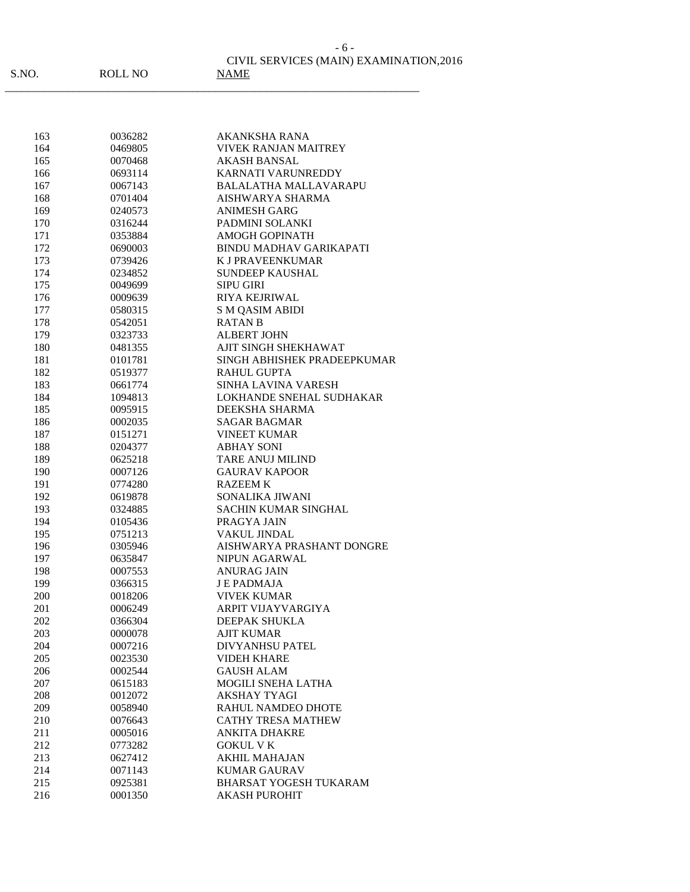CIVIL SERVICES (MAIN) EXAMINATION,2016

| S.NO. | ROLL NO | NAME |
|---|---|---|
| 163 | 0036282 | AKANKSHA RANA |
| 164 | 0469805 | VIVEK RANJAN MAITREY |
| 165 | 0070468 | AKASH BANSAL |
| 166 | 0693114 | KARNATI VARUNREDDY |
| 167 | 0067143 | BALALATHA MALLAVARAPU |
| 168 | 0701404 | AISHWARYA SHARMA |
| 169 | 0240573 | ANIMESH GARG |
| 170 | 0316244 | PADMINI SOLANKI |
| 171 | 0353884 | AMOGH GOPINATH |
| 172 | 0690003 | BINDU MADHAV GARIKAPATI |
| 173 | 0739426 | K J PRAVEENKUMAR |
| 174 | 0234852 | SUNDEEP KAUSHAL |
| 175 | 0049699 | SIPU GIRI |
| 176 | 0009639 | RIYA KEJRIWAL |
| 177 | 0580315 | S M QASIM ABIDI |
| 178 | 0542051 | RATAN B |
| 179 | 0323733 | ALBERT JOHN |
| 180 | 0481355 | AJIT SINGH SHEKHAWAT |
| 181 | 0101781 | SINGH ABHISHEK PRADEEPKUMAR |
| 182 | 0519377 | RAHUL GUPTA |
| 183 | 0661774 | SINHA LAVINA VARESH |
| 184 | 1094813 | LOKHANDE SNEHAL SUDHAKAR |
| 185 | 0095915 | DEEKSHA SHARMA |
| 186 | 0002035 | SAGAR BAGMAR |
| 187 | 0151271 | VINEET KUMAR |
| 188 | 0204377 | ABHAY SONI |
| 189 | 0625218 | TARE ANUJ MILIND |
| 190 | 0007126 | GAURAV KAPOOR |
| 191 | 0774280 | RAZEEM K |
| 192 | 0619878 | SONALIKA JIWANI |
| 193 | 0324885 | SACHIN KUMAR SINGHAL |
| 194 | 0105436 | PRAGYA JAIN |
| 195 | 0751213 | VAKUL JINDAL |
| 196 | 0305946 | AISHWARYA PRASHANT DONGRE |
| 197 | 0635847 | NIPUN AGARWAL |
| 198 | 0007553 | ANURAG JAIN |
| 199 | 0366315 | J E PADMAJA |
| 200 | 0018206 | VIVEK KUMAR |
| 201 | 0006249 | ARPIT VIJAYVARGIYA |
| 202 | 0366304 | DEEPAK SHUKLA |
| 203 | 0000078 | AJIT KUMAR |
| 204 | 0007216 | DIVYANHSU PATEL |
| 205 | 0023530 | VIDEH KHARE |
| 206 | 0002544 | GAUSH ALAM |
| 207 | 0615183 | MOGILI SNEHA LATHA |
| 208 | 0012072 | AKSHAY TYAGI |
| 209 | 0058940 | RAHUL NAMDEO DHOTE |
| 210 | 0076643 | CATHY TRESA MATHEW |
| 211 | 0005016 | ANKITA DHAKRE |
| 212 | 0773282 | GOKUL V K |
| 213 | 0627412 | AKHIL MAHAJAN |
| 214 | 0071143 | KUMAR GAURAV |
| 215 | 0925381 | BHARSAT YOGESH TUKARAM |
| 216 | 0001350 | AKASH PUROHIT |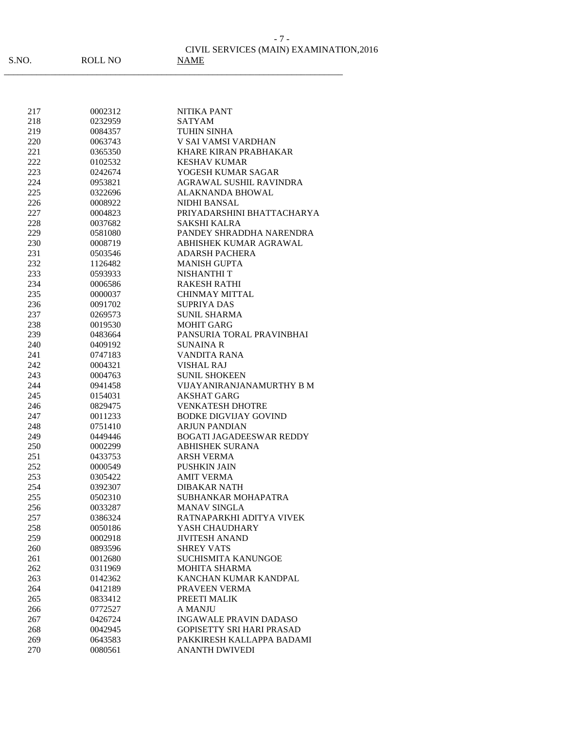CIVIL SERVICES (MAIN) EXAMINATION,2016

| S.NO. | ROLL NO | NAME |
|---|---|---|
| 217 | 0002312 | NITIKA PANT |
| 218 | 0232959 | SATYAM |
| 219 | 0084357 | TUHIN SINHA |
| 220 | 0063743 | V SAI VAMSI VARDHAN |
| 221 | 0365350 | KHARE KIRAN PRABHAKAR |
| 222 | 0102532 | KESHAV KUMAR |
| 223 | 0242674 | YOGESH KUMAR SAGAR |
| 224 | 0953821 | AGRAWAL SUSHIL RAVINDRA |
| 225 | 0322696 | ALAKNANDA BHOWAL |
| 226 | 0008922 | NIDHI BANSAL |
| 227 | 0004823 | PRIYADARSHINI BHATTACHARYA |
| 228 | 0037682 | SAKSHI KALRA |
| 229 | 0581080 | PANDEY SHRADDHA NARENDRA |
| 230 | 0008719 | ABHISHEK KUMAR AGRAWAL |
| 231 | 0503546 | ADARSH PACHERA |
| 232 | 1126482 | MANISH GUPTA |
| 233 | 0593933 | NISHANTHI T |
| 234 | 0006586 | RAKESH RATHI |
| 235 | 0000037 | CHINMAY MITTAL |
| 236 | 0091702 | SUPRIYA DAS |
| 237 | 0269573 | SUNIL SHARMA |
| 238 | 0019530 | MOHIT GARG |
| 239 | 0483664 | PANSURIA TORAL PRAVINBHAI |
| 240 | 0409192 | SUNAINA R |
| 241 | 0747183 | VANDITA RANA |
| 242 | 0004321 | VISHAL RAJ |
| 243 | 0004763 | SUNIL SHOKEEN |
| 244 | 0941458 | VIJAYANIRANJANAMURTHY B M |
| 245 | 0154031 | AKSHAT GARG |
| 246 | 0829475 | VENKATESH DHOTRE |
| 247 | 0011233 | BODKE DIGVIJAY GOVIND |
| 248 | 0751410 | ARJUN PANDIAN |
| 249 | 0449446 | BOGATI JAGADEESWAR REDDY |
| 250 | 0002299 | ABHISHEK SURANA |
| 251 | 0433753 | ARSH VERMA |
| 252 | 0000549 | PUSHKIN JAIN |
| 253 | 0305422 | AMIT VERMA |
| 254 | 0392307 | DIBAKAR NATH |
| 255 | 0502310 | SUBHANKAR MOHAPATRA |
| 256 | 0033287 | MANAV SINGLA |
| 257 | 0386324 | RATNAPARKHI ADITYA VIVEK |
| 258 | 0050186 | YASH CHAUDHARY |
| 259 | 0002918 | JIVITESH ANAND |
| 260 | 0893596 | SHREY VATS |
| 261 | 0012680 | SUCHISMITA KANUNGOE |
| 262 | 0311969 | MOHITA SHARMA |
| 263 | 0142362 | KANCHAN KUMAR KANDPAL |
| 264 | 0412189 | PRAVEEN VERMA |
| 265 | 0833412 | PREETI MALIK |
| 266 | 0772527 | A MANJU |
| 267 | 0426724 | INGAWALE PRAVIN DADASO |
| 268 | 0042945 | GOPISETTY SRI HARI PRASAD |
| 269 | 0643583 | PAKKIRESH KALLAPPA BADAMI |
| 270 | 0080561 | ANANTH DWIVEDI |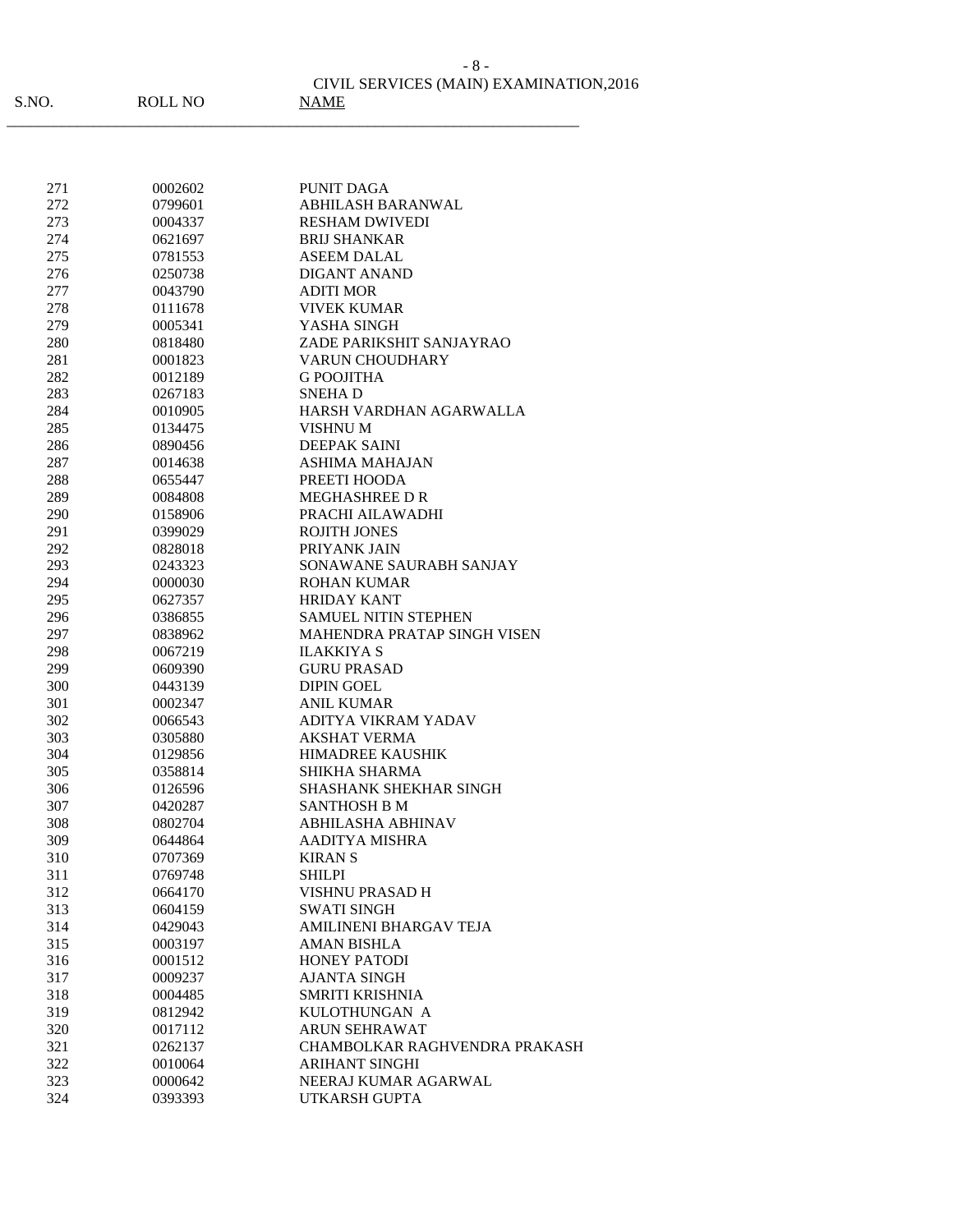CIVIL SERVICES (MAIN) EXAMINATION,2016

| S.NO. | ROLL NO | NAME |
|---|---|---|
| 271 | 0002602 | PUNIT DAGA |
| 272 | 0799601 | ABHILASH BARANWAL |
| 273 | 0004337 | RESHAM DWIVEDI |
| 274 | 0621697 | BRIJ SHANKAR |
| 275 | 0781553 | ASEEM DALAL |
| 276 | 0250738 | DIGANT ANAND |
| 277 | 0043790 | ADITI MOR |
| 278 | 0111678 | VIVEK KUMAR |
| 279 | 0005341 | YASHA SINGH |
| 280 | 0818480 | ZADE PARIKSHIT SANJAYRAO |
| 281 | 0001823 | VARUN CHOUDHARY |
| 282 | 0012189 | G POOJITHA |
| 283 | 0267183 | SNEHA D |
| 284 | 0010905 | HARSH VARDHAN AGARWALLA |
| 285 | 0134475 | VISHNU M |
| 286 | 0890456 | DEEPAK SAINI |
| 287 | 0014638 | ASHIMA MAHAJAN |
| 288 | 0655447 | PREETI HOODA |
| 289 | 0084808 | MEGHASHREE D R |
| 290 | 0158906 | PRACHI AILAWADHI |
| 291 | 0399029 | ROJITH JONES |
| 292 | 0828018 | PRIYANK JAIN |
| 293 | 0243323 | SONAWANE SAURABH SANJAY |
| 294 | 0000030 | ROHAN KUMAR |
| 295 | 0627357 | HRIDAY KANT |
| 296 | 0386855 | SAMUEL NITIN STEPHEN |
| 297 | 0838962 | MAHENDRA PRATAP SINGH VISEN |
| 298 | 0067219 | ILAKKIYA S |
| 299 | 0609390 | GURU PRASAD |
| 300 | 0443139 | DIPIN GOEL |
| 301 | 0002347 | ANIL KUMAR |
| 302 | 0066543 | ADITYA VIKRAM YADAV |
| 303 | 0305880 | AKSHAT VERMA |
| 304 | 0129856 | HIMADREE KAUSHIK |
| 305 | 0358814 | SHIKHA SHARMA |
| 306 | 0126596 | SHASHANK SHEKHAR SINGH |
| 307 | 0420287 | SANTHOSH B M |
| 308 | 0802704 | ABHILASHA ABHINAV |
| 309 | 0644864 | AADITYA MISHRA |
| 310 | 0707369 | KIRAN S |
| 311 | 0769748 | SHILPI |
| 312 | 0664170 | VISHNU PRASAD H |
| 313 | 0604159 | SWATI SINGH |
| 314 | 0429043 | AMILINENI BHARGAV TEJA |
| 315 | 0003197 | AMAN BISHLA |
| 316 | 0001512 | HONEY PATODI |
| 317 | 0009237 | AJANTA SINGH |
| 318 | 0004485 | SMRITI KRISHNIA |
| 319 | 0812942 | KULOTHUNGAN A |
| 320 | 0017112 | ARUN SEHRAWAT |
| 321 | 0262137 | CHAMBOLKAR RAGHVENDRA PRAKASH |
| 322 | 0010064 | ARIHANT SINGHI |
| 323 | 0000642 | NEERAJ KUMAR AGARWAL |
| 324 | 0393393 | UTKARSH GUPTA |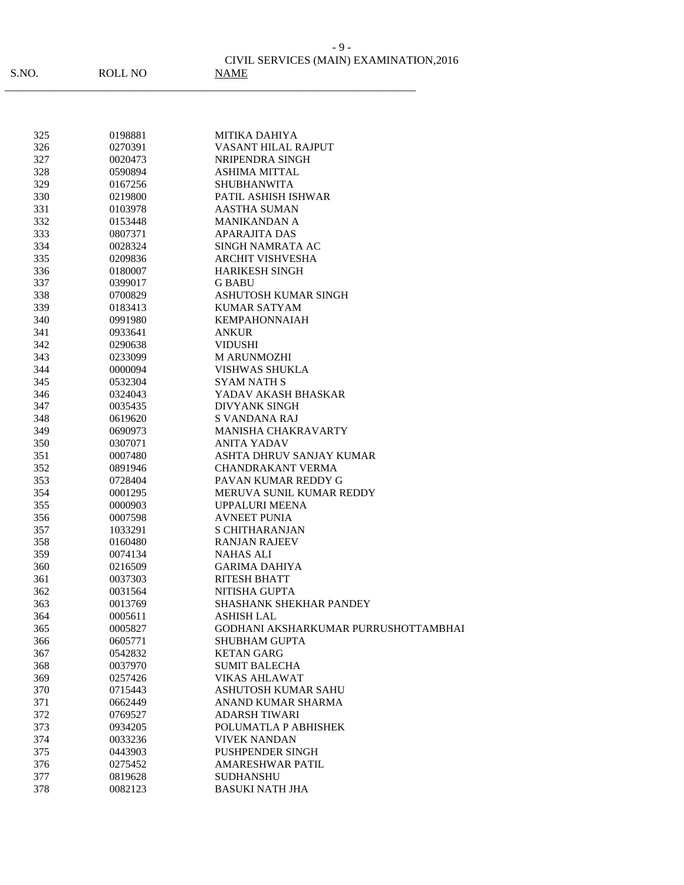CIVIL SERVICES (MAIN) EXAMINATION,2016

| S.NO. | ROLL NO | NAME |
|---|---|---|
| 325 | 0198881 | MITIKA DAHIYA |
| 326 | 0270391 | VASANT HILAL RAJPUT |
| 327 | 0020473 | NRIPENDRA SINGH |
| 328 | 0590894 | ASHIMA MITTAL |
| 329 | 0167256 | SHUBHANWITA |
| 330 | 0219800 | PATIL ASHISH ISHWAR |
| 331 | 0103978 | AASTHA SUMAN |
| 332 | 0153448 | MANIKANDAN A |
| 333 | 0807371 | APARAJITA DAS |
| 334 | 0028324 | SINGH NAMRATA AC |
| 335 | 0209836 | ARCHIT VISHVESHA |
| 336 | 0180007 | HARIKESH SINGH |
| 337 | 0399017 | G BABU |
| 338 | 0700829 | ASHUTOSH KUMAR SINGH |
| 339 | 0183413 | KUMAR SATYAM |
| 340 | 0991980 | KEMPAHONNAIAH |
| 341 | 0933641 | ANKUR |
| 342 | 0290638 | VIDUSHI |
| 343 | 0233099 | M ARUNMOZHI |
| 344 | 0000094 | VISHWAS SHUKLA |
| 345 | 0532304 | SYAM NATH S |
| 346 | 0324043 | YADAV AKASH BHASKAR |
| 347 | 0035435 | DIVYANK SINGH |
| 348 | 0619620 | S VANDANA RAJ |
| 349 | 0690973 | MANISHA CHAKRAVARTY |
| 350 | 0307071 | ANITA YADAV |
| 351 | 0007480 | ASHTA DHRUV SANJAY KUMAR |
| 352 | 0891946 | CHANDRAKANT VERMA |
| 353 | 0728404 | PAVAN KUMAR REDDY G |
| 354 | 0001295 | MERUVA SUNIL KUMAR REDDY |
| 355 | 0000903 | UPPALURI MEENA |
| 356 | 0007598 | AVNEET PUNIA |
| 357 | 1033291 | S CHITHARANJAN |
| 358 | 0160480 | RANJAN RAJEEV |
| 359 | 0074134 | NAHAS ALI |
| 360 | 0216509 | GARIMA DAHIYA |
| 361 | 0037303 | RITESH BHATT |
| 362 | 0031564 | NITISHA GUPTA |
| 363 | 0013769 | SHASHANK SHEKHAR PANDEY |
| 364 | 0005611 | ASHISH LAL |
| 365 | 0005827 | GODHANI AKSHARKUMAR PURRUSHOTTAMBHAI |
| 366 | 0605771 | SHUBHAM GUPTA |
| 367 | 0542832 | KETAN GARG |
| 368 | 0037970 | SUMIT BALECHA |
| 369 | 0257426 | VIKAS AHLAWAT |
| 370 | 0715443 | ASHUTOSH KUMAR SAHU |
| 371 | 0662449 | ANAND KUMAR SHARMA |
| 372 | 0769527 | ADARSH TIWARI |
| 373 | 0934205 | POLUMATLA P ABHISHEK |
| 374 | 0033236 | VIVEK NANDAN |
| 375 | 0443903 | PUSHPENDER SINGH |
| 376 | 0275452 | AMARESHWAR PATIL |
| 377 | 0819628 | SUDHANSHU |
| 378 | 0082123 | BASUKI NATH JHA |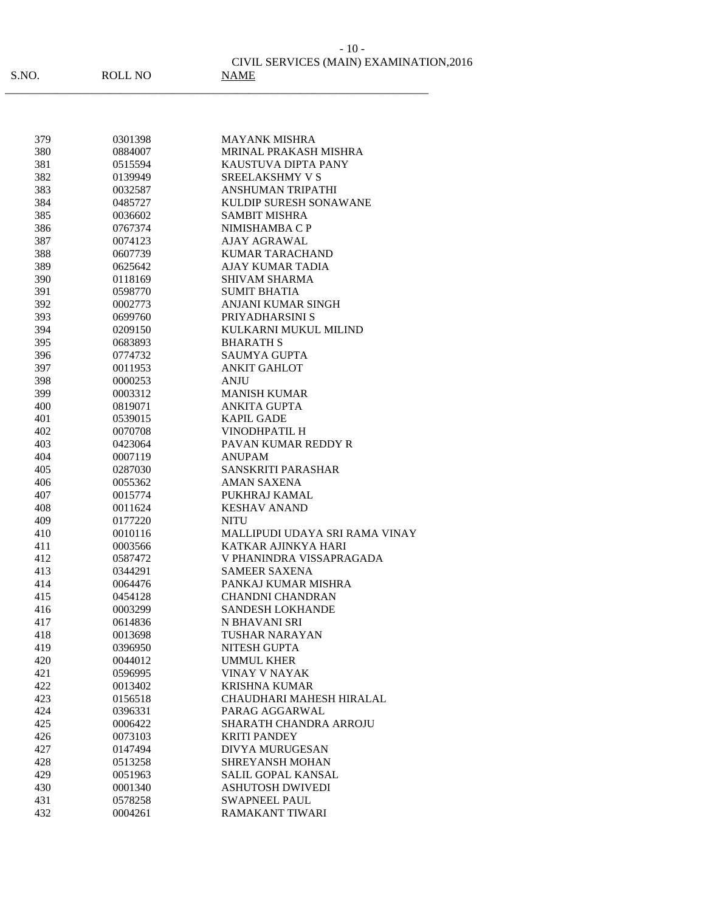CIVIL SERVICES (MAIN) EXAMINATION,2016

| S.NO. | ROLL NO | NAME |
|---|---|---|
| 379 | 0301398 | MAYANK MISHRA |
| 380 | 0884007 | MRINAL PRAKASH MISHRA |
| 381 | 0515594 | KAUSTUVA DIPTA PANY |
| 382 | 0139949 | SREELAKSHMY V S |
| 383 | 0032587 | ANSHUMAN TRIPATHI |
| 384 | 0485727 | KULDIP SURESH SONAWANE |
| 385 | 0036602 | SAMBIT MISHRA |
| 386 | 0767374 | NIMISHAMBA C P |
| 387 | 0074123 | AJAY AGRAWAL |
| 388 | 0607739 | KUMAR TARACHAND |
| 389 | 0625642 | AJAY KUMAR TADIA |
| 390 | 0118169 | SHIVAM SHARMA |
| 391 | 0598770 | SUMIT BHATIA |
| 392 | 0002773 | ANJANI KUMAR SINGH |
| 393 | 0699760 | PRIYADHARSINI S |
| 394 | 0209150 | KULKARNI MUKUL MILIND |
| 395 | 0683893 | BHARATH S |
| 396 | 0774732 | SAUMYA GUPTA |
| 397 | 0011953 | ANKIT GAHLOT |
| 398 | 0000253 | ANJU |
| 399 | 0003312 | MANISH KUMAR |
| 400 | 0819071 | ANKITA GUPTA |
| 401 | 0539015 | KAPIL GADE |
| 402 | 0070708 | VINODHPATIL H |
| 403 | 0423064 | PAVAN KUMAR REDDY R |
| 404 | 0007119 | ANUPAM |
| 405 | 0287030 | SANSKRITI PARASHAR |
| 406 | 0055362 | AMAN SAXENA |
| 407 | 0015774 | PUKHRAJ KAMAL |
| 408 | 0011624 | KESHAV ANAND |
| 409 | 0177220 | NITU |
| 410 | 0010116 | MALLIPUDI UDAYA SRI RAMA VINAY |
| 411 | 0003566 | KATKAR AJINKYA HARI |
| 412 | 0587472 | V PHANINDRA VISSAPRAGADA |
| 413 | 0344291 | SAMEER SAXENA |
| 414 | 0064476 | PANKAJ KUMAR MISHRA |
| 415 | 0454128 | CHANDNI CHANDRAN |
| 416 | 0003299 | SANDESH LOKHANDE |
| 417 | 0614836 | N BHAVANI SRI |
| 418 | 0013698 | TUSHAR NARAYAN |
| 419 | 0396950 | NITESH GUPTA |
| 420 | 0044012 | UMMUL KHER |
| 421 | 0596995 | VINAY V NAYAK |
| 422 | 0013402 | KRISHNA KUMAR |
| 423 | 0156518 | CHAUDHARI MAHESH HIRALAL |
| 424 | 0396331 | PARAG AGGARWAL |
| 425 | 0006422 | SHARATH CHANDRA ARROJU |
| 426 | 0073103 | KRITI PANDEY |
| 427 | 0147494 | DIVYA MURUGESAN |
| 428 | 0513258 | SHREYANSH MOHAN |
| 429 | 0051963 | SALIL GOPAL KANSAL |
| 430 | 0001340 | ASHUTOSH DWIVEDI |
| 431 | 0578258 | SWAPNEEL PAUL |
| 432 | 0004261 | RAMAKANT TIWARI |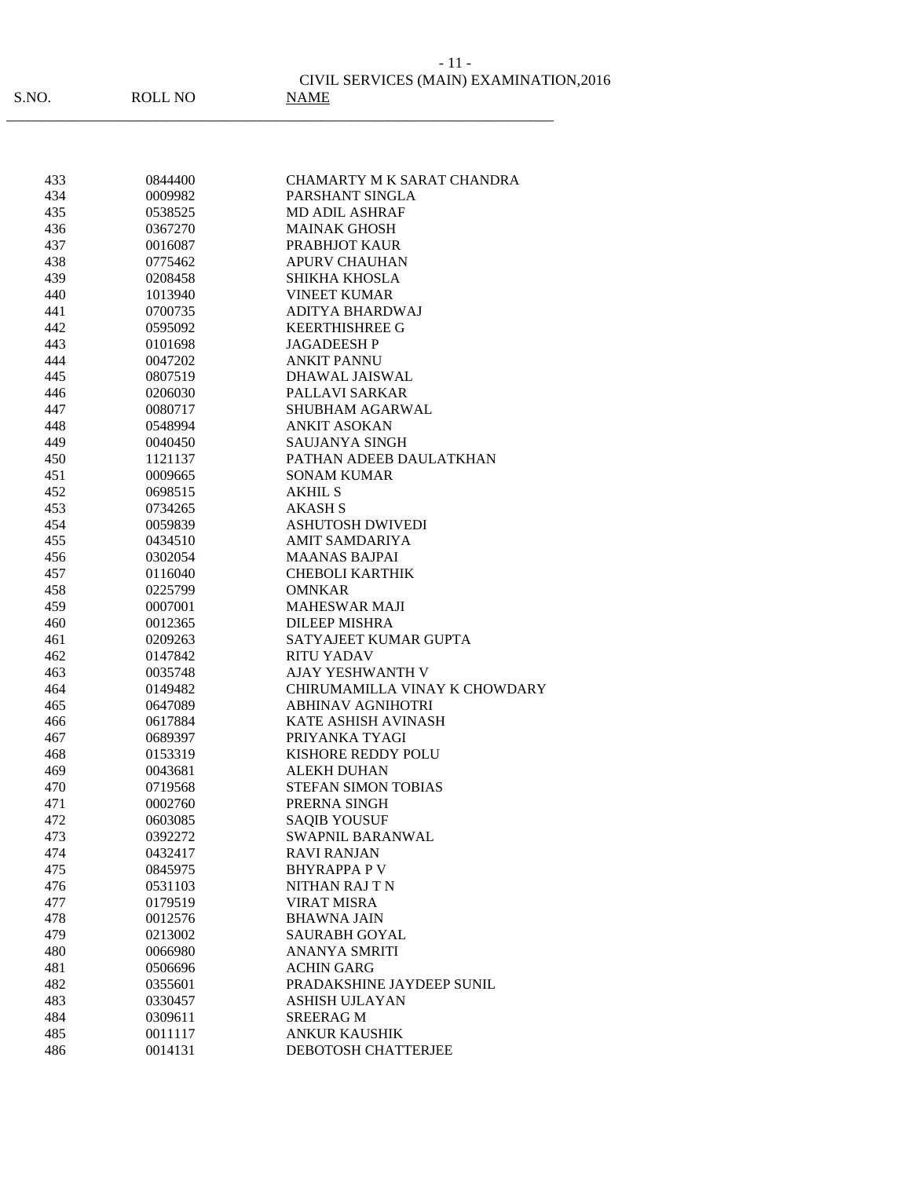CIVIL SERVICES (MAIN) EXAMINATION,2016

| S.NO. | ROLL NO | NAME |
|---|---|---|
| 433 | 0844400 | CHAMARTY M K SARAT CHANDRA |
| 434 | 0009982 | PARSHANT SINGLA |
| 435 | 0538525 | MD ADIL ASHRAF |
| 436 | 0367270 | MAINAK GHOSH |
| 437 | 0016087 | PRABHJOT KAUR |
| 438 | 0775462 | APURV CHAUHAN |
| 439 | 0208458 | SHIKHA KHOSLA |
| 440 | 1013940 | VINEET KUMAR |
| 441 | 0700735 | ADITYA BHARDWAJ |
| 442 | 0595092 | KEERTHISHREE G |
| 443 | 0101698 | JAGADEESH P |
| 444 | 0047202 | ANKIT PANNU |
| 445 | 0807519 | DHAWAL JAISWAL |
| 446 | 0206030 | PALLAVI SARKAR |
| 447 | 0080717 | SHUBHAM AGARWAL |
| 448 | 0548994 | ANKIT ASOKAN |
| 449 | 0040450 | SAUJANYA SINGH |
| 450 | 1121137 | PATHAN ADEEB DAULATKHAN |
| 451 | 0009665 | SONAM KUMAR |
| 452 | 0698515 | AKHIL S |
| 453 | 0734265 | AKASH S |
| 454 | 0059839 | ASHUTOSH DWIVEDI |
| 455 | 0434510 | AMIT SAMDARIYA |
| 456 | 0302054 | MAANAS BAJPAI |
| 457 | 0116040 | CHEBOLI KARTHIK |
| 458 | 0225799 | OMNKAR |
| 459 | 0007001 | MAHESWAR MAJI |
| 460 | 0012365 | DILEEP MISHRA |
| 461 | 0209263 | SATYAJEET KUMAR GUPTA |
| 462 | 0147842 | RITU YADAV |
| 463 | 0035748 | AJAY YESHWANTH V |
| 464 | 0149482 | CHIRUMAMILLA VINAY K CHOWDARY |
| 465 | 0647089 | ABHINAV AGNIHOTRI |
| 466 | 0617884 | KATE ASHISH AVINASH |
| 467 | 0689397 | PRIYANKA TYAGI |
| 468 | 0153319 | KISHORE REDDY POLU |
| 469 | 0043681 | ALEKH DUHAN |
| 470 | 0719568 | STEFAN SIMON TOBIAS |
| 471 | 0002760 | PRERNA SINGH |
| 472 | 0603085 | SAQIB YOUSUF |
| 473 | 0392272 | SWAPNIL BARANWAL |
| 474 | 0432417 | RAVI RANJAN |
| 475 | 0845975 | BHYRAPPA P V |
| 476 | 0531103 | NITHAN RAJ T N |
| 477 | 0179519 | VIRAT MISRA |
| 478 | 0012576 | BHAWNA JAIN |
| 479 | 0213002 | SAURABH GOYAL |
| 480 | 0066980 | ANANYA SMRITI |
| 481 | 0506696 | ACHIN GARG |
| 482 | 0355601 | PRADAKSHINE JAYDEEP SUNIL |
| 483 | 0330457 | ASHISH UJLAYAN |
| 484 | 0309611 | SREERAG M |
| 485 | 0011117 | ANKUR KAUSHIK |
| 486 | 0014131 | DEBOTOSH CHATTERJEE |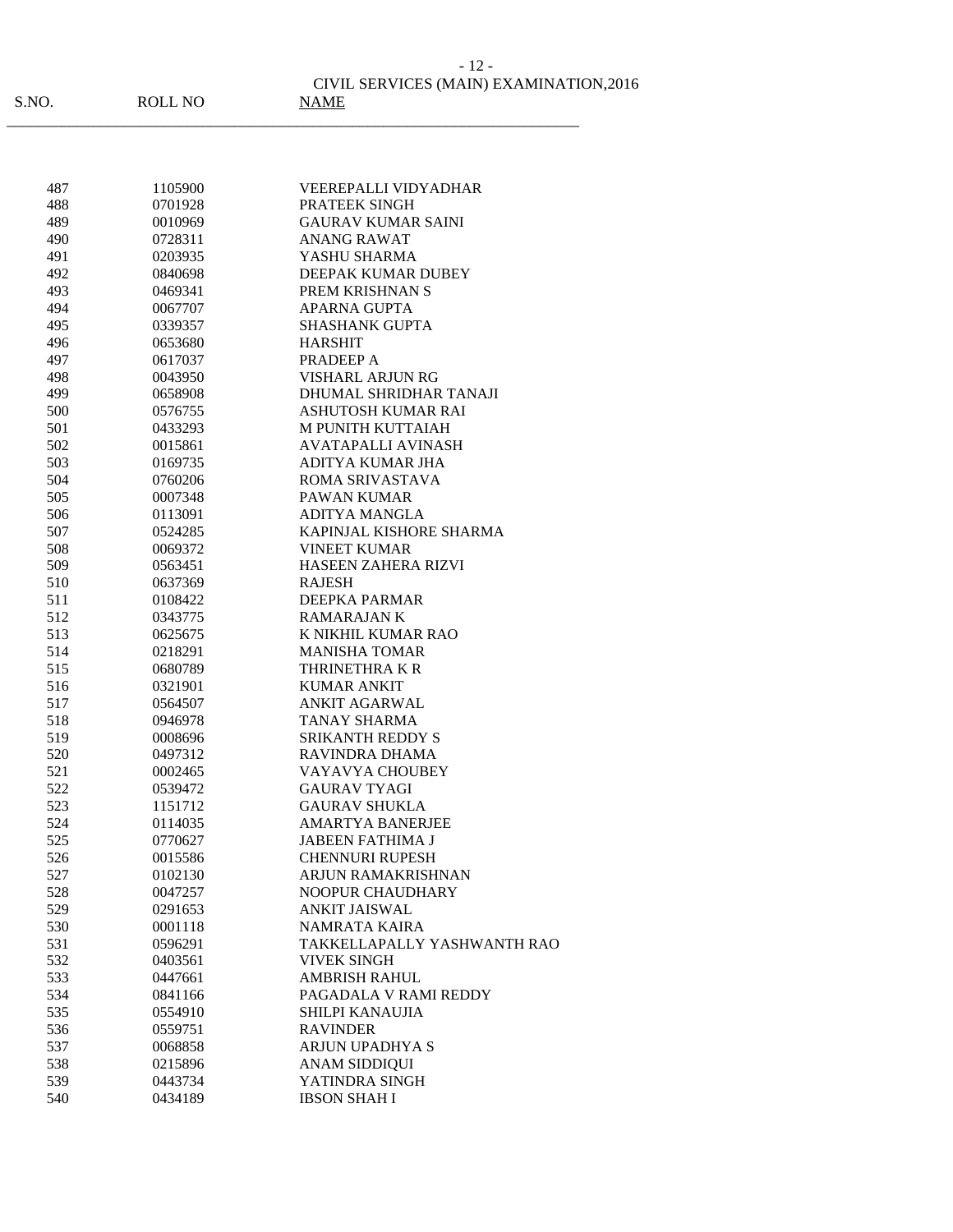CIVIL SERVICES (MAIN) EXAMINATION,2016

| S.NO. | ROLL NO | NAME |
|---|---|---|
| 487 | 1105900 | VEEREPALLI VIDYADHAR |
| 488 | 0701928 | PRATEEK SINGH |
| 489 | 0010969 | GAURAV KUMAR SAINI |
| 490 | 0728311 | ANANG RAWAT |
| 491 | 0203935 | YASHU SHARMA |
| 492 | 0840698 | DEEPAK KUMAR DUBEY |
| 493 | 0469341 | PREM KRISHNAN S |
| 494 | 0067707 | APARNA GUPTA |
| 495 | 0339357 | SHASHANK GUPTA |
| 496 | 0653680 | HARSHIT |
| 497 | 0617037 | PRADEEP A |
| 498 | 0043950 | VISHARL ARJUN RG |
| 499 | 0658908 | DHUMAL SHRIDHAR TANAJI |
| 500 | 0576755 | ASHUTOSH KUMAR RAI |
| 501 | 0433293 | M PUNITH KUTTAIAH |
| 502 | 0015861 | AVATAPALLI AVINASH |
| 503 | 0169735 | ADITYA KUMAR JHA |
| 504 | 0760206 | ROMA SRIVASTAVA |
| 505 | 0007348 | PAWAN KUMAR |
| 506 | 0113091 | ADITYA MANGLA |
| 507 | 0524285 | KAPINJAL KISHORE SHARMA |
| 508 | 0069372 | VINEET KUMAR |
| 509 | 0563451 | HASEEN ZAHERA RIZVI |
| 510 | 0637369 | RAJESH |
| 511 | 0108422 | DEEPKA PARMAR |
| 512 | 0343775 | RAMARAJAN K |
| 513 | 0625675 | K NIKHIL KUMAR RAO |
| 514 | 0218291 | MANISHA TOMAR |
| 515 | 0680789 | THRINETHRA K R |
| 516 | 0321901 | KUMAR ANKIT |
| 517 | 0564507 | ANKIT AGARWAL |
| 518 | 0946978 | TANAY SHARMA |
| 519 | 0008696 | SRIKANTH REDDY S |
| 520 | 0497312 | RAVINDRA DHAMA |
| 521 | 0002465 | VAYAVYA CHOUBEY |
| 522 | 0539472 | GAURAV TYAGI |
| 523 | 1151712 | GAURAV SHUKLA |
| 524 | 0114035 | AMARTYA BANERJEE |
| 525 | 0770627 | JABEEN FATHIMA J |
| 526 | 0015586 | CHENNURI RUPESH |
| 527 | 0102130 | ARJUN RAMAKRISHNAN |
| 528 | 0047257 | NOOPUR CHAUDHARY |
| 529 | 0291653 | ANKIT JAISWAL |
| 530 | 0001118 | NAMRATA KAIRA |
| 531 | 0596291 | TAKKELLAPALLY YASHWANTH RAO |
| 532 | 0403561 | VIVEK SINGH |
| 533 | 0447661 | AMBRISH RAHUL |
| 534 | 0841166 | PAGADALA V RAMI REDDY |
| 535 | 0554910 | SHILPI KANAUJIA |
| 536 | 0559751 | RAVINDER |
| 537 | 0068858 | ARJUN UPADHYA S |
| 538 | 0215896 | ANAM SIDDIQUI |
| 539 | 0443734 | YATINDRA SINGH |
| 540 | 0434189 | IBSON SHAH I |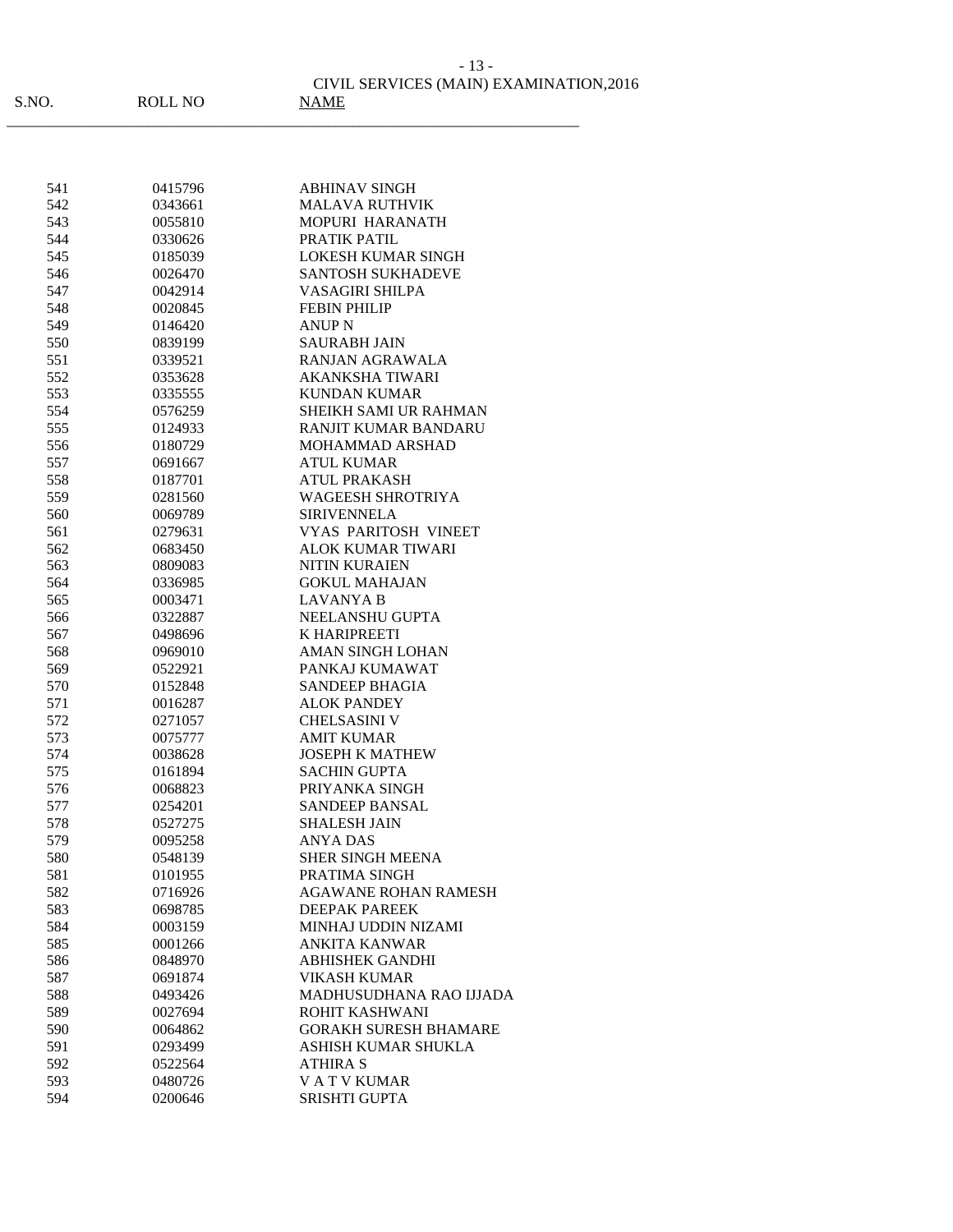CIVIL SERVICES (MAIN) EXAMINATION,2016

| S.NO. | ROLL NO | NAME |
|---|---|---|
| 541 | 0415796 | ABHINAV SINGH |
| 542 | 0343661 | MALAVA RUTHVIK |
| 543 | 0055810 | MOPURI HARANATH |
| 544 | 0330626 | PRATIK PATIL |
| 545 | 0185039 | LOKESH KUMAR SINGH |
| 546 | 0026470 | SANTOSH SUKHADEVE |
| 547 | 0042914 | VASAGIRI SHILPA |
| 548 | 0020845 | FEBIN PHILIP |
| 549 | 0146420 | ANUP N |
| 550 | 0839199 | SAURABH JAIN |
| 551 | 0339521 | RANJAN AGRAWALA |
| 552 | 0353628 | AKANKSHA TIWARI |
| 553 | 0335555 | KUNDAN KUMAR |
| 554 | 0576259 | SHEIKH SAMI UR RAHMAN |
| 555 | 0124933 | RANJIT KUMAR BANDARU |
| 556 | 0180729 | MOHAMMAD ARSHAD |
| 557 | 0691667 | ATUL KUMAR |
| 558 | 0187701 | ATUL PRAKASH |
| 559 | 0281560 | WAGEESH SHROTRIYA |
| 560 | 0069789 | SIRIVENNELA |
| 561 | 0279631 | VYAS PARITOSH VINEET |
| 562 | 0683450 | ALOK KUMAR TIWARI |
| 563 | 0809083 | NITIN KURAIEN |
| 564 | 0336985 | GOKUL MAHAJAN |
| 565 | 0003471 | LAVANYA B |
| 566 | 0322887 | NEELANSHU GUPTA |
| 567 | 0498696 | K HARIPREETI |
| 568 | 0969010 | AMAN SINGH LOHAN |
| 569 | 0522921 | PANKAJ KUMAWAT |
| 570 | 0152848 | SANDEEP BHAGIA |
| 571 | 0016287 | ALOK PANDEY |
| 572 | 0271057 | CHELSASINI V |
| 573 | 0075777 | AMIT KUMAR |
| 574 | 0038628 | JOSEPH K MATHEW |
| 575 | 0161894 | SACHIN GUPTA |
| 576 | 0068823 | PRIYANKA SINGH |
| 577 | 0254201 | SANDEEP BANSAL |
| 578 | 0527275 | SHALESH JAIN |
| 579 | 0095258 | ANYA DAS |
| 580 | 0548139 | SHER SINGH MEENA |
| 581 | 0101955 | PRATIMA SINGH |
| 582 | 0716926 | AGAWANE ROHAN RAMESH |
| 583 | 0698785 | DEEPAK PAREEK |
| 584 | 0003159 | MINHAJ UDDIN NIZAMI |
| 585 | 0001266 | ANKITA KANWAR |
| 586 | 0848970 | ABHISHEK GANDHI |
| 587 | 0691874 | VIKASH KUMAR |
| 588 | 0493426 | MADHUSUDHANA RAO IJJADA |
| 589 | 0027694 | ROHIT KASHWANI |
| 590 | 0064862 | GORAKH SURESH BHAMARE |
| 591 | 0293499 | ASHISH KUMAR SHUKLA |
| 592 | 0522564 | ATHIRA S |
| 593 | 0480726 | V A T V KUMAR |
| 594 | 0200646 | SRISHTI GUPTA |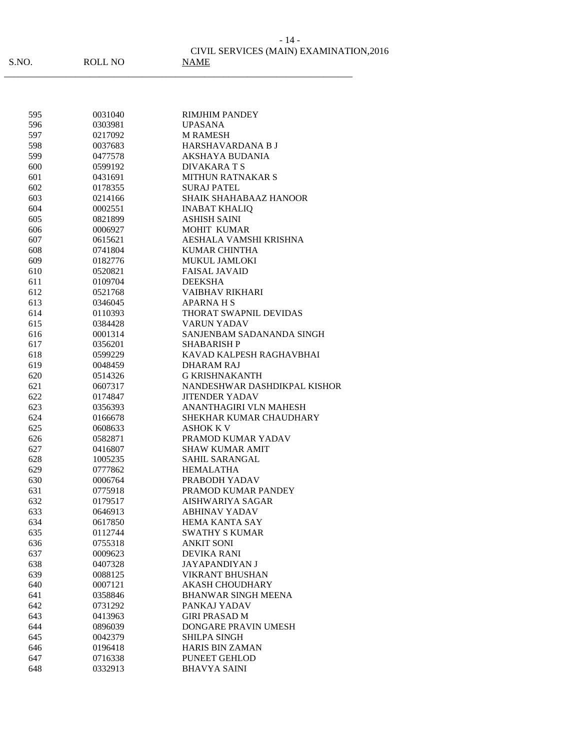CIVIL SERVICES (MAIN) EXAMINATION,2016

| S.NO. | ROLL NO | NAME |
|---|---|---|
| 595 | 0031040 | RIMJHIM PANDEY |
| 596 | 0303981 | UPASANA |
| 597 | 0217092 | M RAMESH |
| 598 | 0037683 | HARSHAVARDANA B J |
| 599 | 0477578 | AKSHAYA BUDANIA |
| 600 | 0599192 | DIVAKARA T S |
| 601 | 0431691 | MITHUN RATNAKAR S |
| 602 | 0178355 | SURAJ PATEL |
| 603 | 0214166 | SHAIK SHAHABAAZ HANOOR |
| 604 | 0002551 | INABAT KHALIQ |
| 605 | 0821899 | ASHISH SAINI |
| 606 | 0006927 | MOHIT KUMAR |
| 607 | 0615621 | AESHALA VAMSHI KRISHNA |
| 608 | 0741804 | KUMAR CHINTHA |
| 609 | 0182776 | MUKUL JAMLOKI |
| 610 | 0520821 | FAISAL JAVAID |
| 611 | 0109704 | DEEKSHA |
| 612 | 0521768 | VAIBHAV RIKHARI |
| 613 | 0346045 | APARNA H S |
| 614 | 0110393 | THORAT SWAPNIL DEVIDAS |
| 615 | 0384428 | VARUN YADAV |
| 616 | 0001314 | SANJENBAM SADANANDA SINGH |
| 617 | 0356201 | SHABARISH P |
| 618 | 0599229 | KAVAD KALPESH RAGHAVBHAI |
| 619 | 0048459 | DHARAM RAJ |
| 620 | 0514326 | G KRISHNAKANTH |
| 621 | 0607317 | NANDESHWAR DASHDIKPAL KISHOR |
| 622 | 0174847 | JITENDER YADAV |
| 623 | 0356393 | ANANTHAGIRI VLN MAHESH |
| 624 | 0166678 | SHEKHAR KUMAR CHAUDHARY |
| 625 | 0608633 | ASHOK K V |
| 626 | 0582871 | PRAMOD KUMAR YADAV |
| 627 | 0416807 | SHAW KUMAR AMIT |
| 628 | 1005235 | SAHIL SARANGAL |
| 629 | 0777862 | HEMALATHA |
| 630 | 0006764 | PRABODH YADAV |
| 631 | 0775918 | PRAMOD KUMAR PANDEY |
| 632 | 0179517 | AISHWARIYA SAGAR |
| 633 | 0646913 | ABHINAV YADAV |
| 634 | 0617850 | HEMA KANTA SAY |
| 635 | 0112744 | SWATHY S KUMAR |
| 636 | 0755318 | ANKIT SONI |
| 637 | 0009623 | DEVIKA RANI |
| 638 | 0407328 | JAYAPANDIYAN J |
| 639 | 0088125 | VIKRANT BHUSHAN |
| 640 | 0007121 | AKASH CHOUDHARY |
| 641 | 0358846 | BHANWAR SINGH MEENA |
| 642 | 0731292 | PANKAJ YADAV |
| 643 | 0413963 | GIRI PRASAD M |
| 644 | 0896039 | DONGARE PRAVIN UMESH |
| 645 | 0042379 | SHILPA SINGH |
| 646 | 0196418 | HARIS BIN ZAMAN |
| 647 | 0716338 | PUNEET GEHLOD |
| 648 | 0332913 | BHAVYA SAINI |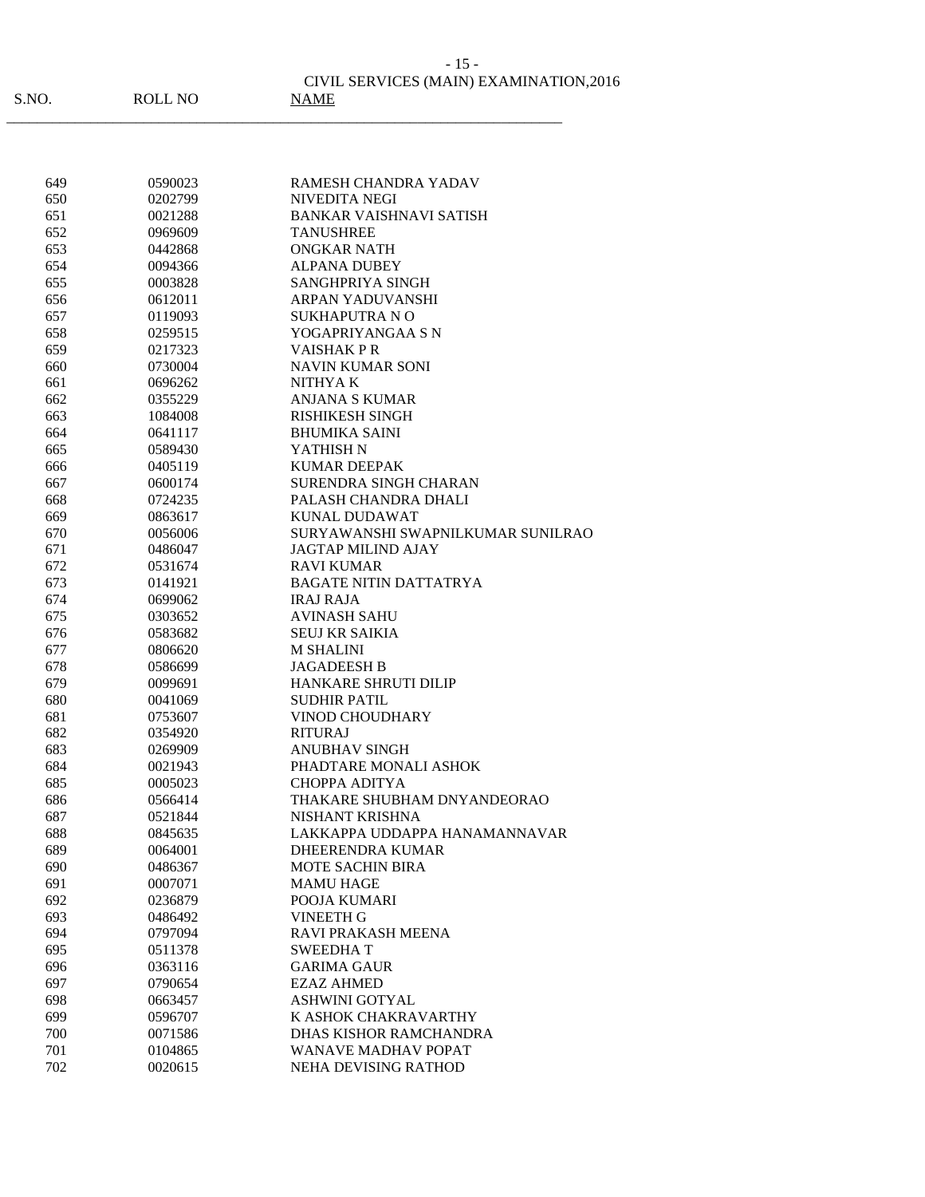CIVIL SERVICES (MAIN) EXAMINATION,2016

| S.NO. | ROLL NO | NAME |
|---|---|---|
| 649 | 0590023 | RAMESH CHANDRA YADAV |
| 650 | 0202799 | NIVEDITA NEGI |
| 651 | 0021288 | BANKAR VAISHNAVI SATISH |
| 652 | 0969609 | TANUSHREE |
| 653 | 0442868 | ONGKAR NATH |
| 654 | 0094366 | ALPANA DUBEY |
| 655 | 0003828 | SANGHPRIYA SINGH |
| 656 | 0612011 | ARPAN YADUVANSHI |
| 657 | 0119093 | SUKHAPUTRA N O |
| 658 | 0259515 | YOGAPRIYANGAA S N |
| 659 | 0217323 | VAISHAK P R |
| 660 | 0730004 | NAVIN KUMAR SONI |
| 661 | 0696262 | NITHYA K |
| 662 | 0355229 | ANJANA S KUMAR |
| 663 | 1084008 | RISHIKESH SINGH |
| 664 | 0641117 | BHUMIKA SAINI |
| 665 | 0589430 | YATHISH N |
| 666 | 0405119 | KUMAR DEEPAK |
| 667 | 0600174 | SURENDRA SINGH CHARAN |
| 668 | 0724235 | PALASH CHANDRA DHALI |
| 669 | 0863617 | KUNAL DUDAWAT |
| 670 | 0056006 | SURYAWANSHI SWAPNILKUMAR SUNILRAO |
| 671 | 0486047 | JAGTAP MILIND AJAY |
| 672 | 0531674 | RAVI KUMAR |
| 673 | 0141921 | BAGATE NITIN DATTATRYA |
| 674 | 0699062 | IRAJ RAJA |
| 675 | 0303652 | AVINASH SAHU |
| 676 | 0583682 | SEUJ KR SAIKIA |
| 677 | 0806620 | M SHALINI |
| 678 | 0586699 | JAGADEESH B |
| 679 | 0099691 | HANKARE SHRUTI DILIP |
| 680 | 0041069 | SUDHIR PATIL |
| 681 | 0753607 | VINOD CHOUDHARY |
| 682 | 0354920 | RITURAJ |
| 683 | 0269909 | ANUBHAV SINGH |
| 684 | 0021943 | PHADTARE MONALI ASHOK |
| 685 | 0005023 | CHOPPA ADITYA |
| 686 | 0566414 | THAKARE SHUBHAM DNYANDEORAO |
| 687 | 0521844 | NISHANT KRISHNA |
| 688 | 0845635 | LAKKAPPA UDDAPPA HANAMANNAVAR |
| 689 | 0064001 | DHEERENDRA KUMAR |
| 690 | 0486367 | MOTE SACHIN BIRA |
| 691 | 0007071 | MAMU HAGE |
| 692 | 0236879 | POOJA KUMARI |
| 693 | 0486492 | VINEETH G |
| 694 | 0797094 | RAVI PRAKASH MEENA |
| 695 | 0511378 | SWEEDHA T |
| 696 | 0363116 | GARIMA GAUR |
| 697 | 0790654 | EZAZ AHMED |
| 698 | 0663457 | ASHWINI GOTYAL |
| 699 | 0596707 | K ASHOK CHAKRAVARTHY |
| 700 | 0071586 | DHAS KISHOR RAMCHANDRA |
| 701 | 0104865 | WANAVE MADHAV POPAT |
| 702 | 0020615 | NEHA DEVISING RATHOD |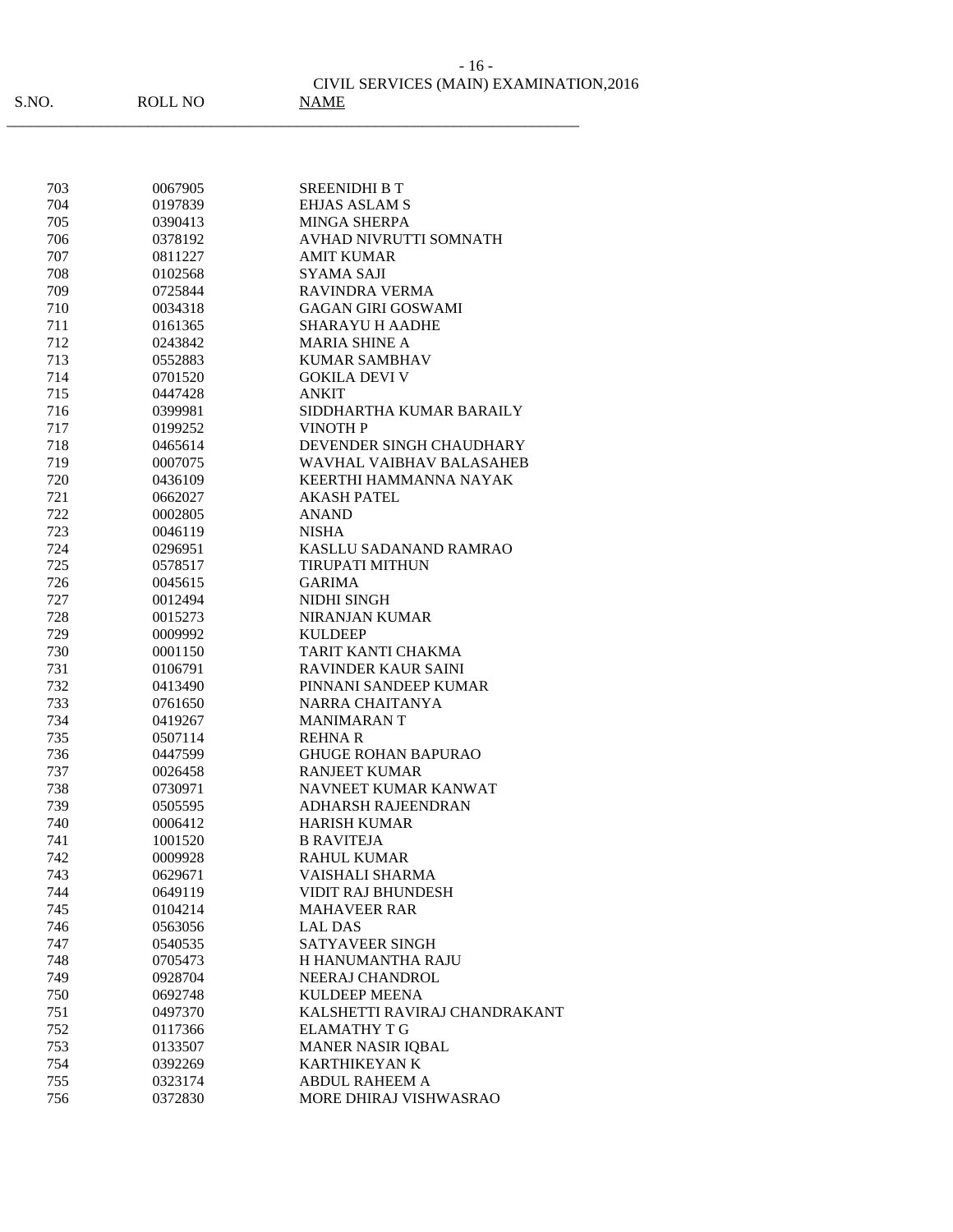CIVIL SERVICES (MAIN) EXAMINATION,2016

| S.NO. | ROLL NO | NAME |
|---|---|---|
| 703 | 0067905 | SREENIDHI B T |
| 704 | 0197839 | EHJAS ASLAM S |
| 705 | 0390413 | MINGA SHERPA |
| 706 | 0378192 | AVHAD NIVRUTTI SOMNATH |
| 707 | 0811227 | AMIT KUMAR |
| 708 | 0102568 | SYAMA SAJI |
| 709 | 0725844 | RAVINDRA VERMA |
| 710 | 0034318 | GAGAN GIRI GOSWAMI |
| 711 | 0161365 | SHARAYU H AADHE |
| 712 | 0243842 | MARIA SHINE A |
| 713 | 0552883 | KUMAR SAMBHAV |
| 714 | 0701520 | GOKILA DEVI V |
| 715 | 0447428 | ANKIT |
| 716 | 0399981 | SIDDHARTHA KUMAR BARAILY |
| 717 | 0199252 | VINOTH P |
| 718 | 0465614 | DEVENDER SINGH CHAUDHARY |
| 719 | 0007075 | WAVHAL VAIBHAV BALASAHEB |
| 720 | 0436109 | KEERTHI HAMMANNA NAYAK |
| 721 | 0662027 | AKASH PATEL |
| 722 | 0002805 | ANAND |
| 723 | 0046119 | NISHA |
| 724 | 0296951 | KASLLU SADANAND RAMRAO |
| 725 | 0578517 | TIRUPATI MITHUN |
| 726 | 0045615 | GARIMA |
| 727 | 0012494 | NIDHI SINGH |
| 728 | 0015273 | NIRANJAN KUMAR |
| 729 | 0009992 | KULDEEP |
| 730 | 0001150 | TARIT KANTI CHAKMA |
| 731 | 0106791 | RAVINDER KAUR SAINI |
| 732 | 0413490 | PINNANI SANDEEP KUMAR |
| 733 | 0761650 | NARRA CHAITANYA |
| 734 | 0419267 | MANIMARAN T |
| 735 | 0507114 | REHNA R |
| 736 | 0447599 | GHUGE ROHAN BAPURAO |
| 737 | 0026458 | RANJEET KUMAR |
| 738 | 0730971 | NAVNEET KUMAR KANWAT |
| 739 | 0505595 | ADHARSH RAJEENDRAN |
| 740 | 0006412 | HARISH KUMAR |
| 741 | 1001520 | B RAVITEJA |
| 742 | 0009928 | RAHUL KUMAR |
| 743 | 0629671 | VAISHALI SHARMA |
| 744 | 0649119 | VIDIT RAJ BHUNDESH |
| 745 | 0104214 | MAHAVEER RAR |
| 746 | 0563056 | LAL DAS |
| 747 | 0540535 | SATYAVEER SINGH |
| 748 | 0705473 | H HANUMANTHA RAJU |
| 749 | 0928704 | NEERAJ CHANDROL |
| 750 | 0692748 | KULDEEP MEENA |
| 751 | 0497370 | KALSHETTI RAVIRAJ CHANDRAKANT |
| 752 | 0117366 | ELAMATHY T G |
| 753 | 0133507 | MANER NASIR IQBAL |
| 754 | 0392269 | KARTHIKEYAN K |
| 755 | 0323174 | ABDUL RAHEEM A |
| 756 | 0372830 | MORE DHIRAJ VISHWASRAO |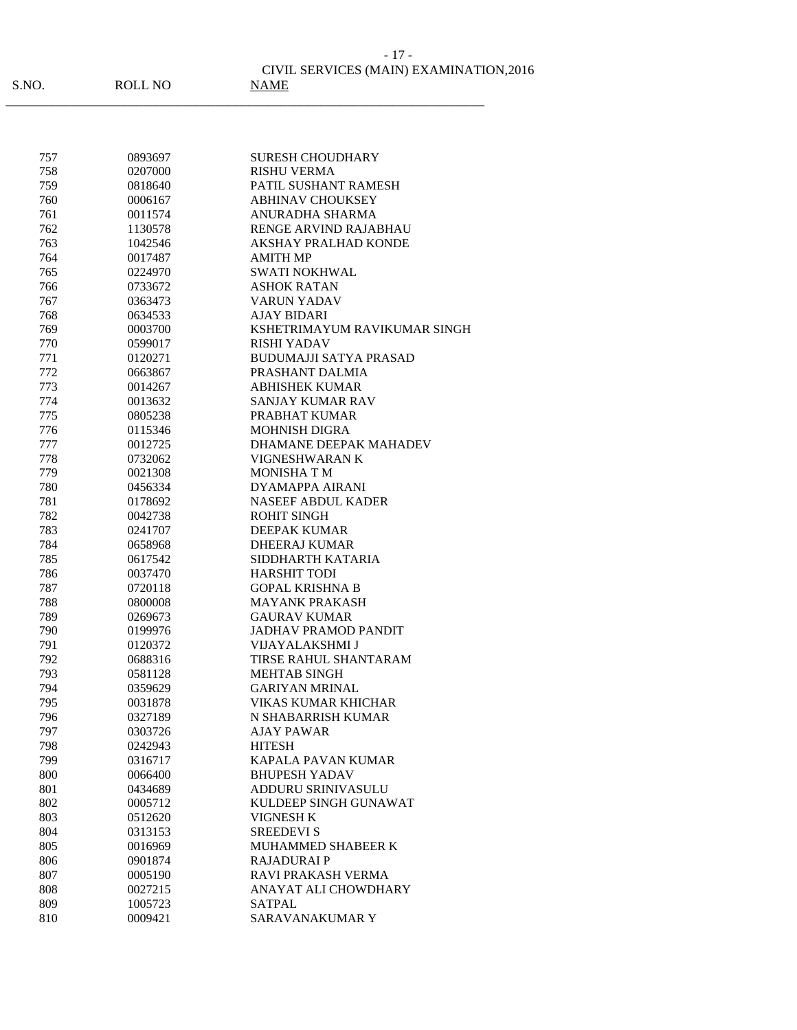CIVIL SERVICES (MAIN) EXAMINATION,2016

| S.NO. | ROLL NO | NAME |
|---|---|---|
| 757 | 0893697 | SURESH CHOUDHARY |
| 758 | 0207000 | RISHU VERMA |
| 759 | 0818640 | PATIL SUSHANT RAMESH |
| 760 | 0006167 | ABHINAV CHOUKSEY |
| 761 | 0011574 | ANURADHA SHARMA |
| 762 | 1130578 | RENGE ARVIND RAJABHAU |
| 763 | 1042546 | AKSHAY PRALHAD KONDE |
| 764 | 0017487 | AMITH MP |
| 765 | 0224970 | SWATI NOKHWAL |
| 766 | 0733672 | ASHOK RATAN |
| 767 | 0363473 | VARUN YADAV |
| 768 | 0634533 | AJAY BIDARI |
| 769 | 0003700 | KSHETRIMAYUM RAVIKUMAR SINGH |
| 770 | 0599017 | RISHI YADAV |
| 771 | 0120271 | BUDUMAJJI SATYA PRASAD |
| 772 | 0663867 | PRASHANT DALMIA |
| 773 | 0014267 | ABHISHEK KUMAR |
| 774 | 0013632 | SANJAY KUMAR RAV |
| 775 | 0805238 | PRABHAT KUMAR |
| 776 | 0115346 | MOHNISH DIGRA |
| 777 | 0012725 | DHAMANE DEEPAK MAHADEV |
| 778 | 0732062 | VIGNESHWARAN K |
| 779 | 0021308 | MONISHA T M |
| 780 | 0456334 | DYAMAPPA AIRANI |
| 781 | 0178692 | NASEEF ABDUL KADER |
| 782 | 0042738 | ROHIT SINGH |
| 783 | 0241707 | DEEPAK KUMAR |
| 784 | 0658968 | DHEERAJ KUMAR |
| 785 | 0617542 | SIDDHARTH KATARIA |
| 786 | 0037470 | HARSHIT TODI |
| 787 | 0720118 | GOPAL KRISHNA B |
| 788 | 0800008 | MAYANK PRAKASH |
| 789 | 0269673 | GAURAV KUMAR |
| 790 | 0199976 | JADHAV PRAMOD PANDIT |
| 791 | 0120372 | VIJAYALAKSHMI J |
| 792 | 0688316 | TIRSE RAHUL SHANTARAM |
| 793 | 0581128 | MEHTAB SINGH |
| 794 | 0359629 | GARIYAN MRINAL |
| 795 | 0031878 | VIKAS KUMAR KHICHAR |
| 796 | 0327189 | N SHABARRISH KUMAR |
| 797 | 0303726 | AJAY PAWAR |
| 798 | 0242943 | HITESH |
| 799 | 0316717 | KAPALA PAVAN KUMAR |
| 800 | 0066400 | BHUPESH YADAV |
| 801 | 0434689 | ADDURU SRINIVASULU |
| 802 | 0005712 | KULDEEP SINGH GUNAWAT |
| 803 | 0512620 | VIGNESH K |
| 804 | 0313153 | SREEDEVI S |
| 805 | 0016969 | MUHAMMED SHABEER K |
| 806 | 0901874 | RAJADURAI P |
| 807 | 0005190 | RAVI PRAKASH VERMA |
| 808 | 0027215 | ANAYAT ALI CHOWDHARY |
| 809 | 1005723 | SATPAL |
| 810 | 0009421 | SARAVANAKUMAR Y |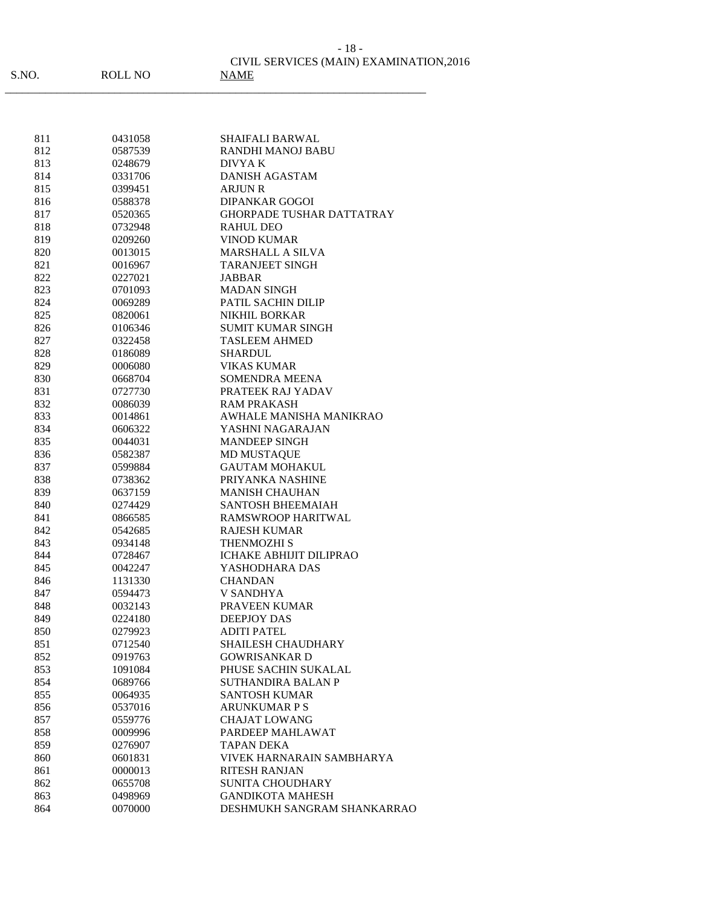CIVIL SERVICES (MAIN) EXAMINATION,2016

| S.NO. | ROLL NO | NAME |
|---|---|---|
| 811 | 0431058 | SHAIFALI BARWAL |
| 812 | 0587539 | RANDHI MANOJ BABU |
| 813 | 0248679 | DIVYA K |
| 814 | 0331706 | DANISH AGASTAM |
| 815 | 0399451 | ARJUN R |
| 816 | 0588378 | DIPANKAR GOGOI |
| 817 | 0520365 | GHORPADE TUSHAR DATTATRAY |
| 818 | 0732948 | RAHUL DEO |
| 819 | 0209260 | VINOD KUMAR |
| 820 | 0013015 | MARSHALL A SILVA |
| 821 | 0016967 | TARANJEET SINGH |
| 822 | 0227021 | JABBAR |
| 823 | 0701093 | MADAN SINGH |
| 824 | 0069289 | PATIL SACHIN DILIP |
| 825 | 0820061 | NIKHIL BORKAR |
| 826 | 0106346 | SUMIT KUMAR SINGH |
| 827 | 0322458 | TASLEEM AHMED |
| 828 | 0186089 | SHARDUL |
| 829 | 0006080 | VIKAS KUMAR |
| 830 | 0668704 | SOMENDRA MEENA |
| 831 | 0727730 | PRATEEK RAJ YADAV |
| 832 | 0086039 | RAM PRAKASH |
| 833 | 0014861 | AWHALE MANISHA MANIKRAO |
| 834 | 0606322 | YASHNI NAGARAJAN |
| 835 | 0044031 | MANDEEP SINGH |
| 836 | 0582387 | MD MUSTAQUE |
| 837 | 0599884 | GAUTAM MOHAKUL |
| 838 | 0738362 | PRIYANKA NASHINE |
| 839 | 0637159 | MANISH CHAUHAN |
| 840 | 0274429 | SANTOSH BHEEMAIAH |
| 841 | 0866585 | RAMSWROOP HARITWAL |
| 842 | 0542685 | RAJESH KUMAR |
| 843 | 0934148 | THENMOZHI S |
| 844 | 0728467 | ICHAKE ABHIJIT DILIPRAO |
| 845 | 0042247 | YASHODHARA DAS |
| 846 | 1131330 | CHANDAN |
| 847 | 0594473 | V SANDHYA |
| 848 | 0032143 | PRAVEEN KUMAR |
| 849 | 0224180 | DEEPJOY DAS |
| 850 | 0279923 | ADITI PATEL |
| 851 | 0712540 | SHAILESH CHAUDHARY |
| 852 | 0919763 | GOWRISANKAR D |
| 853 | 1091084 | PHUSE SACHIN SUKALAL |
| 854 | 0689766 | SUTHANDIRA BALAN P |
| 855 | 0064935 | SANTOSH KUMAR |
| 856 | 0537016 | ARUNKUMAR P S |
| 857 | 0559776 | CHAJAT LOWANG |
| 858 | 0009996 | PARDEEP MAHLAWAT |
| 859 | 0276907 | TAPAN DEKA |
| 860 | 0601831 | VIVEK HARNARAIN SAMBHARYA |
| 861 | 0000013 | RITESH RANJAN |
| 862 | 0655708 | SUNITA CHOUDHARY |
| 863 | 0498969 | GANDIKOTA MAHESH |
| 864 | 0070000 | DESHMUKH SANGRAM SHANKARRAO |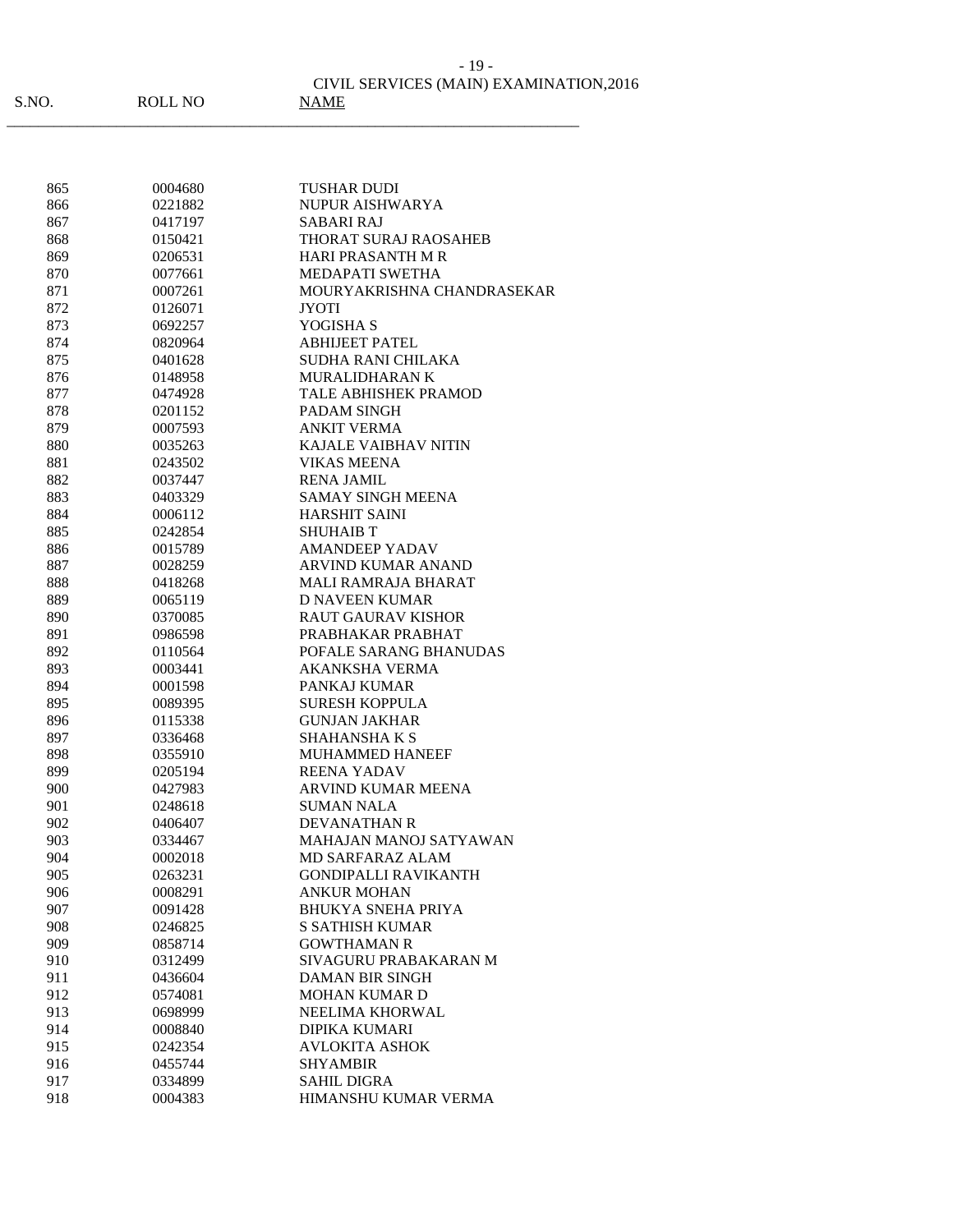CIVIL SERVICES (MAIN) EXAMINATION,2016

| S.NO. | ROLL NO | NAME |
|---|---|---|
| 865 | 0004680 | TUSHAR DUDI |
| 866 | 0221882 | NUPUR AISHWARYA |
| 867 | 0417197 | SABARI RAJ |
| 868 | 0150421 | THORAT SURAJ RAOSAHEB |
| 869 | 0206531 | HARI PRASANTH M R |
| 870 | 0077661 | MEDAPATI SWETHA |
| 871 | 0007261 | MOURYAKRISHNA CHANDRASEKAR |
| 872 | 0126071 | JYOTI |
| 873 | 0692257 | YOGISHA S |
| 874 | 0820964 | ABHIJEET PATEL |
| 875 | 0401628 | SUDHA RANI CHILAKA |
| 876 | 0148958 | MURALIDHARAN K |
| 877 | 0474928 | TALE ABHISHEK PRAMOD |
| 878 | 0201152 | PADAM SINGH |
| 879 | 0007593 | ANKIT VERMA |
| 880 | 0035263 | KAJALE VAIBHAV NITIN |
| 881 | 0243502 | VIKAS MEENA |
| 882 | 0037447 | RENA JAMIL |
| 883 | 0403329 | SAMAY SINGH MEENA |
| 884 | 0006112 | HARSHIT SAINI |
| 885 | 0242854 | SHUHAIB T |
| 886 | 0015789 | AMANDEEP YADAV |
| 887 | 0028259 | ARVIND KUMAR ANAND |
| 888 | 0418268 | MALI RAMRAJA BHARAT |
| 889 | 0065119 | D NAVEEN KUMAR |
| 890 | 0370085 | RAUT GAURAV KISHOR |
| 891 | 0986598 | PRABHAKAR PRABHAT |
| 892 | 0110564 | POFALE SARANG BHANUDAS |
| 893 | 0003441 | AKANKSHA VERMA |
| 894 | 0001598 | PANKAJ KUMAR |
| 895 | 0089395 | SURESH KOPPULA |
| 896 | 0115338 | GUNJAN JAKHAR |
| 897 | 0336468 | SHAHANSHA K S |
| 898 | 0355910 | MUHAMMED HANEEF |
| 899 | 0205194 | REENA YADAV |
| 900 | 0427983 | ARVIND KUMAR MEENA |
| 901 | 0248618 | SUMAN NALA |
| 902 | 0406407 | DEVANATHAN R |
| 903 | 0334467 | MAHAJAN MANOJ SATYAWAN |
| 904 | 0002018 | MD SARFARAZ ALAM |
| 905 | 0263231 | GONDIPALLI RAVIKANTH |
| 906 | 0008291 | ANKUR MOHAN |
| 907 | 0091428 | BHUKYA SNEHA PRIYA |
| 908 | 0246825 | S SATHISH KUMAR |
| 909 | 0858714 | GOWTHAMAN R |
| 910 | 0312499 | SIVAGURU PRABAKARAN M |
| 911 | 0436604 | DAMAN BIR SINGH |
| 912 | 0574081 | MOHAN KUMAR D |
| 913 | 0698999 | NEELIMA KHORWAL |
| 914 | 0008840 | DIPIKA KUMARI |
| 915 | 0242354 | AVLOKITA ASHOK |
| 916 | 0455744 | SHYAMBIR |
| 917 | 0334899 | SAHIL DIGRA |
| 918 | 0004383 | HIMANSHU KUMAR VERMA |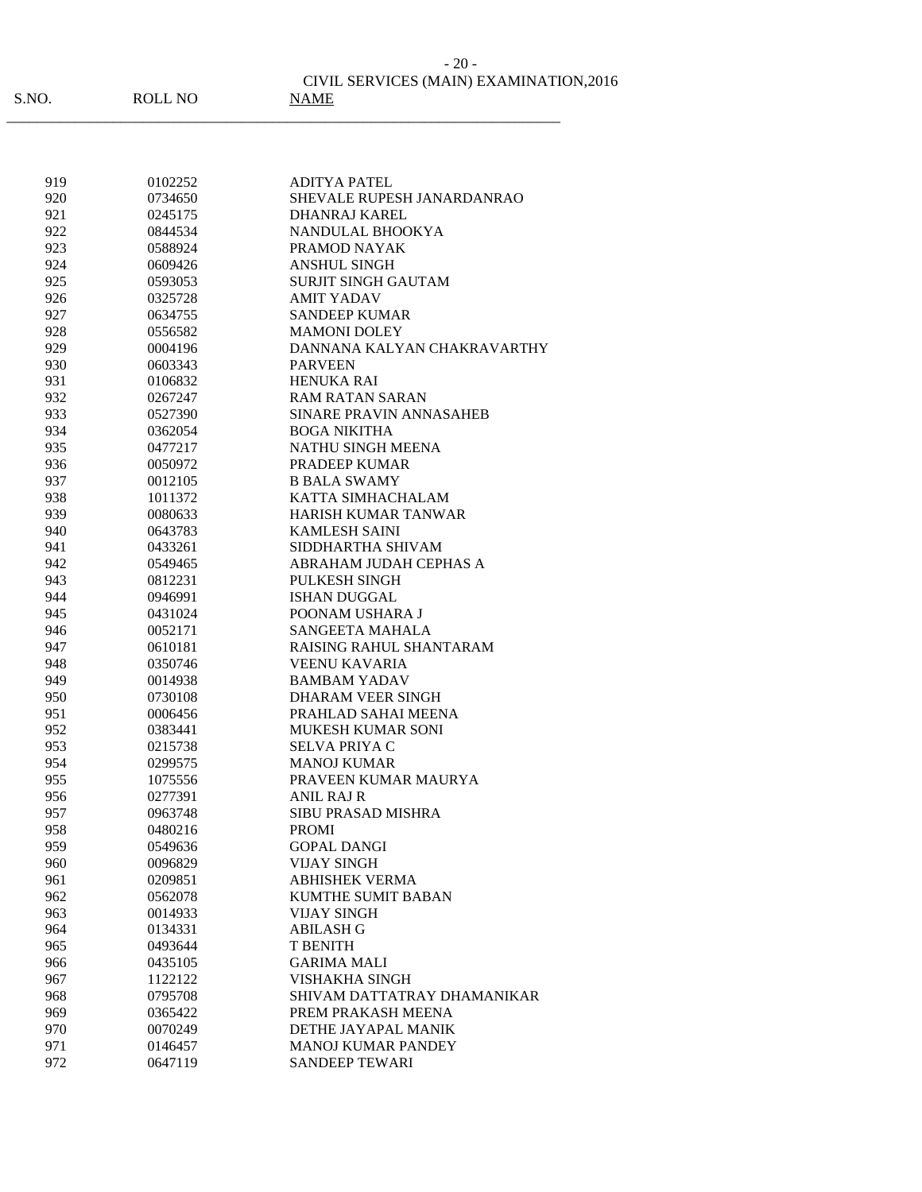CIVIL SERVICES (MAIN) EXAMINATION,2016

| S.NO. | ROLL NO | NAME |
|---|---|---|
| 919 | 0102252 | ADITYA PATEL |
| 920 | 0734650 | SHEVALE RUPESH JANARDANRAO |
| 921 | 0245175 | DHANRAJ KAREL |
| 922 | 0844534 | NANDULAL BHOOKYA |
| 923 | 0588924 | PRAMOD NAYAK |
| 924 | 0609426 | ANSHUL SINGH |
| 925 | 0593053 | SURJIT SINGH GAUTAM |
| 926 | 0325728 | AMIT YADAV |
| 927 | 0634755 | SANDEEP KUMAR |
| 928 | 0556582 | MAMONI DOLEY |
| 929 | 0004196 | DANNANA KALYAN CHAKRAVARTHY |
| 930 | 0603343 | PARVEEN |
| 931 | 0106832 | HENUKA RAI |
| 932 | 0267247 | RAM RATAN SARAN |
| 933 | 0527390 | SINARE PRAVIN ANNASAHEB |
| 934 | 0362054 | BOGA NIKITHA |
| 935 | 0477217 | NATHU SINGH MEENA |
| 936 | 0050972 | PRADEEP KUMAR |
| 937 | 0012105 | B BALA SWAMY |
| 938 | 1011372 | KATTA SIMHACHALAM |
| 939 | 0080633 | HARISH KUMAR TANWAR |
| 940 | 0643783 | KAMLESH SAINI |
| 941 | 0433261 | SIDDHARTHA SHIVAM |
| 942 | 0549465 | ABRAHAM JUDAH CEPHAS A |
| 943 | 0812231 | PULKESH SINGH |
| 944 | 0946991 | ISHAN DUGGAL |
| 945 | 0431024 | POONAM USHARA J |
| 946 | 0052171 | SANGEETA MAHALA |
| 947 | 0610181 | RAISING RAHUL SHANTARAM |
| 948 | 0350746 | VEENU KAVARIA |
| 949 | 0014938 | BAMBAM YADAV |
| 950 | 0730108 | DHARAM VEER SINGH |
| 951 | 0006456 | PRAHLAD SAHAI MEENA |
| 952 | 0383441 | MUKESH KUMAR SONI |
| 953 | 0215738 | SELVA PRIYA C |
| 954 | 0299575 | MANOJ KUMAR |
| 955 | 1075556 | PRAVEEN KUMAR MAURYA |
| 956 | 0277391 | ANIL RAJ R |
| 957 | 0963748 | SIBU PRASAD MISHRA |
| 958 | 0480216 | PROMI |
| 959 | 0549636 | GOPAL DANGI |
| 960 | 0096829 | VIJAY SINGH |
| 961 | 0209851 | ABHISHEK VERMA |
| 962 | 0562078 | KUMTHE SUMIT BABAN |
| 963 | 0014933 | VIJAY SINGH |
| 964 | 0134331 | ABILASH G |
| 965 | 0493644 | T BENITH |
| 966 | 0435105 | GARIMA MALI |
| 967 | 1122122 | VISHAKHA SINGH |
| 968 | 0795708 | SHIVAM DATTATRAY DHAMANIKAR |
| 969 | 0365422 | PREM PRAKASH MEENA |
| 970 | 0070249 | DETHE JAYAPAL MANIK |
| 971 | 0146457 | MANOJ KUMAR PANDEY |
| 972 | 0647119 | SANDEEP TEWARI |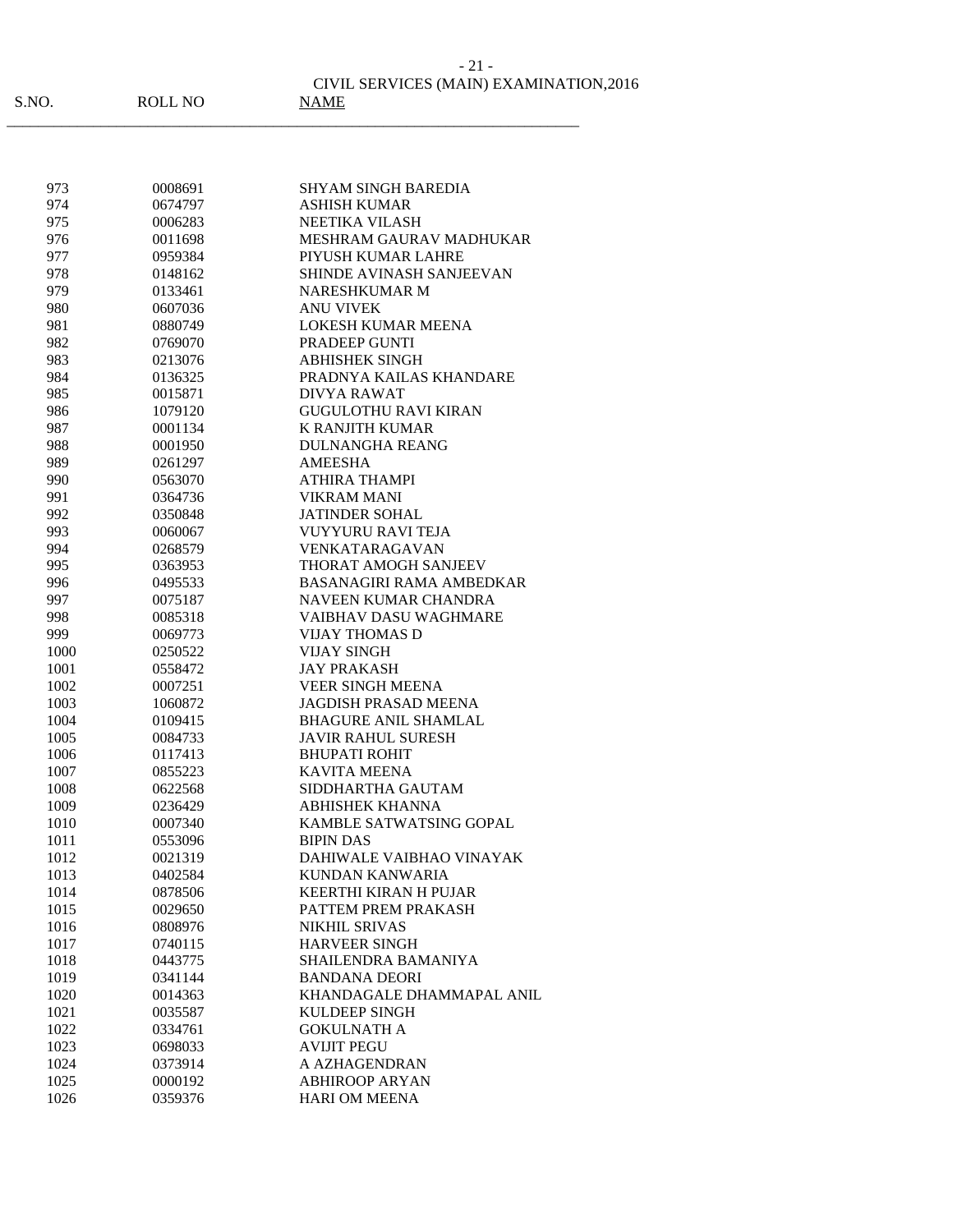CIVIL SERVICES (MAIN) EXAMINATION,2016

| S.NO. | ROLL NO | NAME |
|---|---|---|
| 973 | 0008691 | SHYAM SINGH BAREDIA |
| 974 | 0674797 | ASHISH KUMAR |
| 975 | 0006283 | NEETIKA VILASH |
| 976 | 0011698 | MESHRAM GAURAV MADHUKAR |
| 977 | 0959384 | PIYUSH KUMAR LAHRE |
| 978 | 0148162 | SHINDE AVINASH SANJEEVAN |
| 979 | 0133461 | NARESHKUMAR M |
| 980 | 0607036 | ANU VIVEK |
| 981 | 0880749 | LOKESH KUMAR MEENA |
| 982 | 0769070 | PRADEEP GUNTI |
| 983 | 0213076 | ABHISHEK SINGH |
| 984 | 0136325 | PRADNYA KAILAS KHANDARE |
| 985 | 0015871 | DIVYA RAWAT |
| 986 | 1079120 | GUGULOTHU RAVI KIRAN |
| 987 | 0001134 | K RANJITH KUMAR |
| 988 | 0001950 | DULNANGHA REANG |
| 989 | 0261297 | AMEESHA |
| 990 | 0563070 | ATHIRA THAMPI |
| 991 | 0364736 | VIKRAM MANI |
| 992 | 0350848 | JATINDER SOHAL |
| 993 | 0060067 | VUYYURU RAVI TEJA |
| 994 | 0268579 | VENKATARAGAVAN |
| 995 | 0363953 | THORAT AMOGH SANJEEV |
| 996 | 0495533 | BASANAGIRI RAMA AMBEDKAR |
| 997 | 0075187 | NAVEEN KUMAR CHANDRA |
| 998 | 0085318 | VAIBHAV DASU WAGHMARE |
| 999 | 0069773 | VIJAY THOMAS D |
| 1000 | 0250522 | VIJAY SINGH |
| 1001 | 0558472 | JAY PRAKASH |
| 1002 | 0007251 | VEER SINGH MEENA |
| 1003 | 1060872 | JAGDISH PRASAD MEENA |
| 1004 | 0109415 | BHAGURE ANIL SHAMLAL |
| 1005 | 0084733 | JAVIR RAHUL SURESH |
| 1006 | 0117413 | BHUPATI ROHIT |
| 1007 | 0855223 | KAVITA MEENA |
| 1008 | 0622568 | SIDDHARTHA GAUTAM |
| 1009 | 0236429 | ABHISHEK KHANNA |
| 1010 | 0007340 | KAMBLE SATWATSING GOPAL |
| 1011 | 0553096 | BIPIN DAS |
| 1012 | 0021319 | DAHIWALE VAIBHAO VINAYAK |
| 1013 | 0402584 | KUNDAN KANWARIA |
| 1014 | 0878506 | KEERTHI KIRAN H PUJAR |
| 1015 | 0029650 | PATTEM PREM PRAKASH |
| 1016 | 0808976 | NIKHIL SRIVAS |
| 1017 | 0740115 | HARVEER SINGH |
| 1018 | 0443775 | SHAILENDRA BAMANIYA |
| 1019 | 0341144 | BANDANA DEORI |
| 1020 | 0014363 | KHANDAGALE DHAMMAPAL ANIL |
| 1021 | 0035587 | KULDEEP SINGH |
| 1022 | 0334761 | GOKULNATH A |
| 1023 | 0698033 | AVIJIT PEGU |
| 1024 | 0373914 | A AZHAGENDRAN |
| 1025 | 0000192 | ABHIROOP ARYAN |
| 1026 | 0359376 | HARI OM MEENA |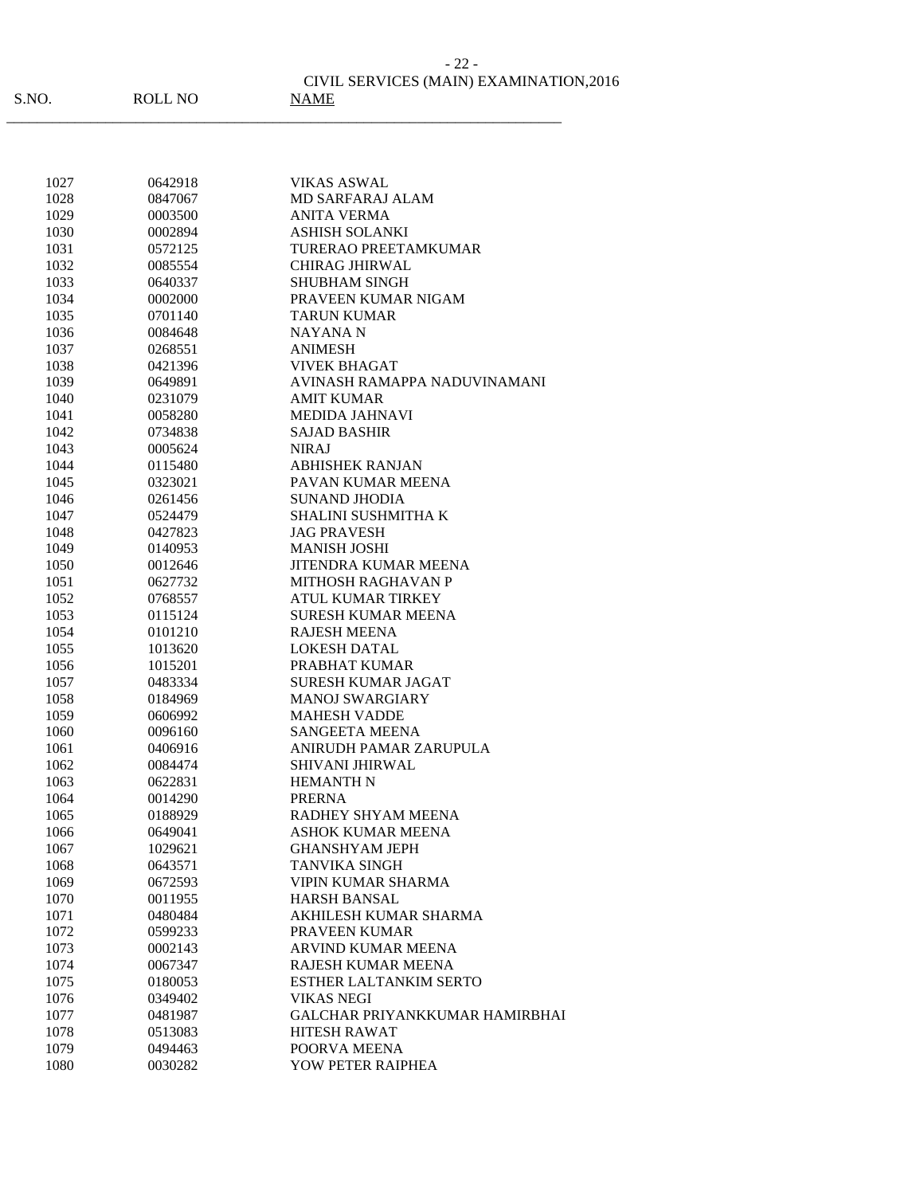CIVIL SERVICES (MAIN) EXAMINATION,2016

| S.NO. | ROLL NO | NAME |
|---|---|---|
| 1027 | 0642918 | VIKAS ASWAL |
| 1028 | 0847067 | MD SARFARAJ ALAM |
| 1029 | 0003500 | ANITA VERMA |
| 1030 | 0002894 | ASHISH SOLANKI |
| 1031 | 0572125 | TURERAO PREETAMKUMAR |
| 1032 | 0085554 | CHIRAG JHIRWAL |
| 1033 | 0640337 | SHUBHAM SINGH |
| 1034 | 0002000 | PRAVEEN KUMAR NIGAM |
| 1035 | 0701140 | TARUN KUMAR |
| 1036 | 0084648 | NAYANA N |
| 1037 | 0268551 | ANIMESH |
| 1038 | 0421396 | VIVEK BHAGAT |
| 1039 | 0649891 | AVINASH RAMAPPA NADUVINAMANI |
| 1040 | 0231079 | AMIT KUMAR |
| 1041 | 0058280 | MEDIDA JAHNAVI |
| 1042 | 0734838 | SAJAD BASHIR |
| 1043 | 0005624 | NIRAJ |
| 1044 | 0115480 | ABHISHEK RANJAN |
| 1045 | 0323021 | PAVAN KUMAR MEENA |
| 1046 | 0261456 | SUNAND JHODIA |
| 1047 | 0524479 | SHALINI SUSHMITHA K |
| 1048 | 0427823 | JAG PRAVESH |
| 1049 | 0140953 | MANISH JOSHI |
| 1050 | 0012646 | JITENDRA KUMAR MEENA |
| 1051 | 0627732 | MITHOSH RAGHAVAN P |
| 1052 | 0768557 | ATUL KUMAR TIRKEY |
| 1053 | 0115124 | SURESH KUMAR MEENA |
| 1054 | 0101210 | RAJESH MEENA |
| 1055 | 1013620 | LOKESH DATAL |
| 1056 | 1015201 | PRABHAT KUMAR |
| 1057 | 0483334 | SURESH KUMAR JAGAT |
| 1058 | 0184969 | MANOJ SWARGIARY |
| 1059 | 0606992 | MAHESH VADDE |
| 1060 | 0096160 | SANGEETA MEENA |
| 1061 | 0406916 | ANIRUDH PAMAR ZARUPULA |
| 1062 | 0084474 | SHIVANI JHIRWAL |
| 1063 | 0622831 | HEMANTH N |
| 1064 | 0014290 | PRERNA |
| 1065 | 0188929 | RADHEY SHYAM MEENA |
| 1066 | 0649041 | ASHOK KUMAR MEENA |
| 1067 | 1029621 | GHANSHYAM JEPH |
| 1068 | 0643571 | TANVIKA SINGH |
| 1069 | 0672593 | VIPIN KUMAR SHARMA |
| 1070 | 0011955 | HARSH BANSAL |
| 1071 | 0480484 | AKHILESH KUMAR SHARMA |
| 1072 | 0599233 | PRAVEEN KUMAR |
| 1073 | 0002143 | ARVIND KUMAR MEENA |
| 1074 | 0067347 | RAJESH KUMAR MEENA |
| 1075 | 0180053 | ESTHER LALTANKIM SERTO |
| 1076 | 0349402 | VIKAS NEGI |
| 1077 | 0481987 | GALCHAR PRIYANKKUMAR HAMIRBHAI |
| 1078 | 0513083 | HITESH RAWAT |
| 1079 | 0494463 | POORVA MEENA |
| 1080 | 0030282 | YOW PETER RAIPHEA |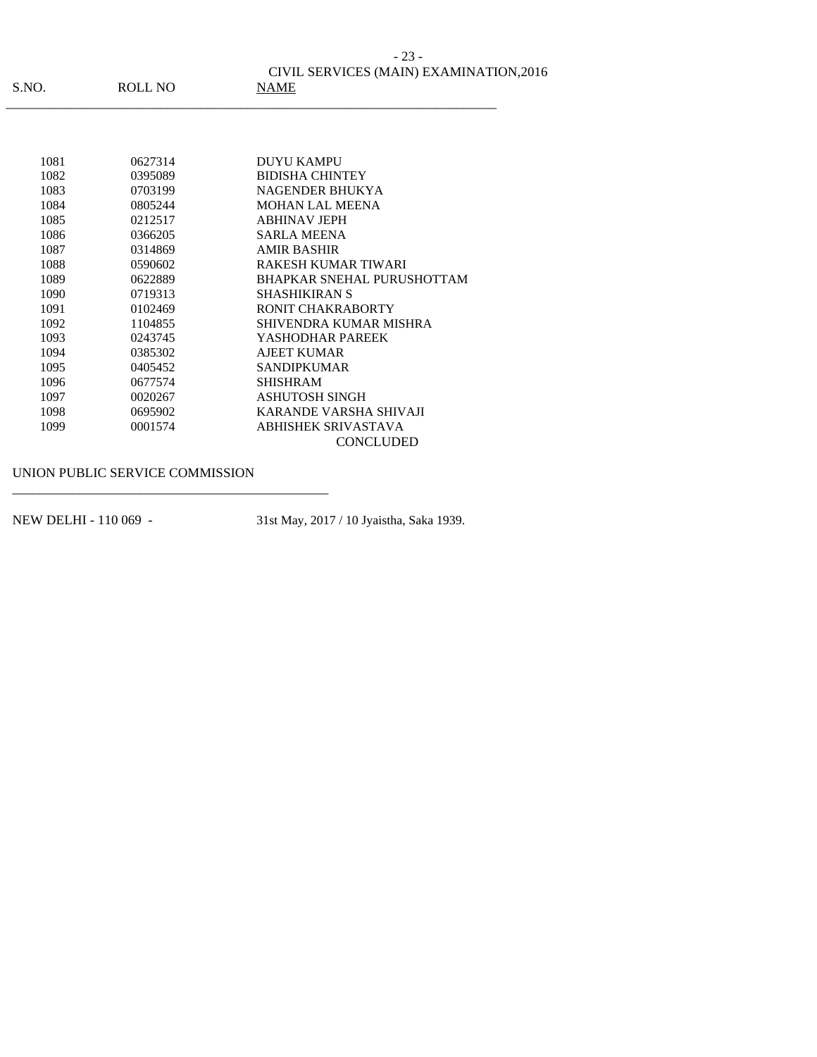CIVIL SERVICES (MAIN) EXAMINATION,2016

| S.NO. | ROLL NO | NAME |
| --- | --- | --- |
| 1081 | 0627314 | DUYU KAMPU |
| 1082 | 0395089 | BIDISHA CHINTEY |
| 1083 | 0703199 | NAGENDER BHUKYA |
| 1084 | 0805244 | MOHAN LAL MEENA |
| 1085 | 0212517 | ABHINAV JEPH |
| 1086 | 0366205 | SARLA MEENA |
| 1087 | 0314869 | AMIR BASHIR |
| 1088 | 0590602 | RAKESH KUMAR TIWARI |
| 1089 | 0622889 | BHAPKAR SNEHAL PURUSHOTTAM |
| 1090 | 0719313 | SHASHIKIRAN S |
| 1091 | 0102469 | RONIT CHAKRABORTY |
| 1092 | 1104855 | SHIVENDRA KUMAR MISHRA |
| 1093 | 0243745 | YASHODHAR PAREEK |
| 1094 | 0385302 | AJEET KUMAR |
| 1095 | 0405452 | SANDIPKUMAR |
| 1096 | 0677574 | SHISHRAM |
| 1097 | 0020267 | ASHUTOSH SINGH |
| 1098 | 0695902 | KARANDE VARSHA SHIVAJI |
| 1099 | 0001574 | ABHISHEK SRIVASTAVA |

CONCLUDED

UNION PUBLIC SERVICE COMMISSION

NEW DELHI - 110 069 - 31st May, 2017 / 10 Jyaistha, Saka 1939.